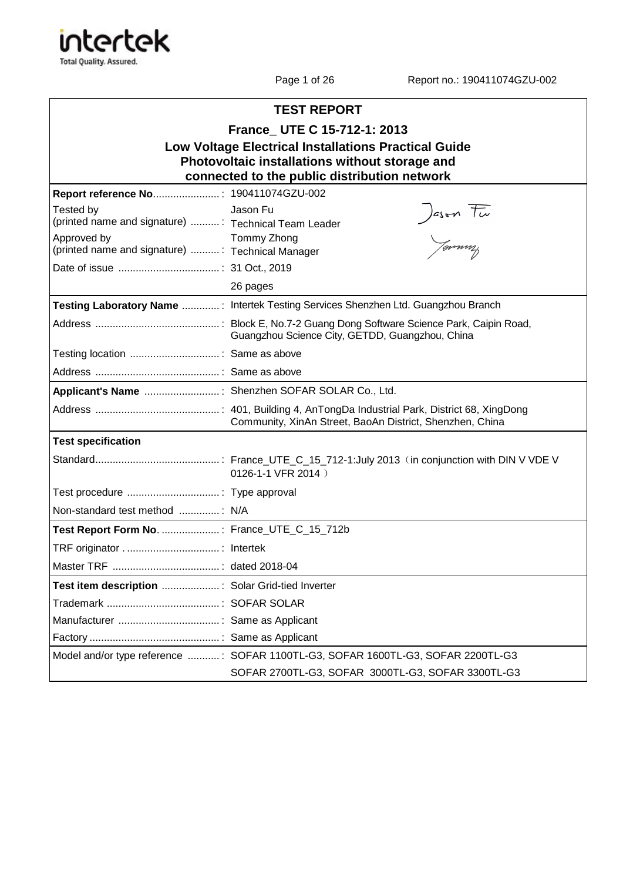| TEST REPORT | |
|---|---|
| **France_ UTE C 15-712-1: 2013** | |
| **Low Voltage Electrical Installations Practical Guide** | |
| **Photovoltaic installations without storage and connected to the public distribution network** | |
| **Report reference No** ...................... : | 190411074GZU-002 |
| Tested by (printed name and signature) .......... : | Jason Fu Technical Team Leader |
| Approved by (printed name and signature) .......... : | Tommy Zhong Technical Manager |
| Date of issue .................................. : | 31 Oct., 2019 |
| | 26 pages |
| **Testing Laboratory Name** ............. : | Intertek Testing Services Shenzhen Ltd. Guangzhou Branch |
| Address .......................................... : | Block E, No.7-2 Guang Dong Software Science Park, Caipin Road, Guangzhou Science City, GETDD, Guangzhou, China |
| Testing location .............................. : | Same as above |
| Address .......................................... : | Same as above |
| **Applicant's Name** ........................ : | Shenzhen SOFAR SOLAR Co., Ltd. |
| Address .......................................... : | 401, Building 4, AnTongDa Industrial Park, District 68, XingDong Community, XinAn Street, BaoAn District, Shenzhen, China |
| **Test specification** | |
| Standard.......................................... : | France_UTE_C_15_712-1:July 2013（in conjunction with DIN V VDE V 0126-1-1 VFR 2014） |
| Test procedure ................................ : | Type approval |
| Non-standard test method .............. : | N/A |
| **Test Report Form No**. .................... : | France_UTE_C_15_712b |
| TRF originator . ............................... : | Intertek |
| Master TRF .................................... : | dated 2018-04 |
| **Test item description** .................... : | Solar Grid-tied Inverter |
| Trademark ....................................... : | SOFAR SOLAR |
| Manufacturer .................................. : | Same as Applicant |
| Factory ............................................ : | Same as Applicant |
| Model and/or type reference ........... : | SOFAR 1100TL-G3, SOFAR 1600TL-G3, SOFAR 2200TL-G3 SOFAR 2700TL-G3, SOFAR 3000TL-G3, SOFAR 3300TL-G3 |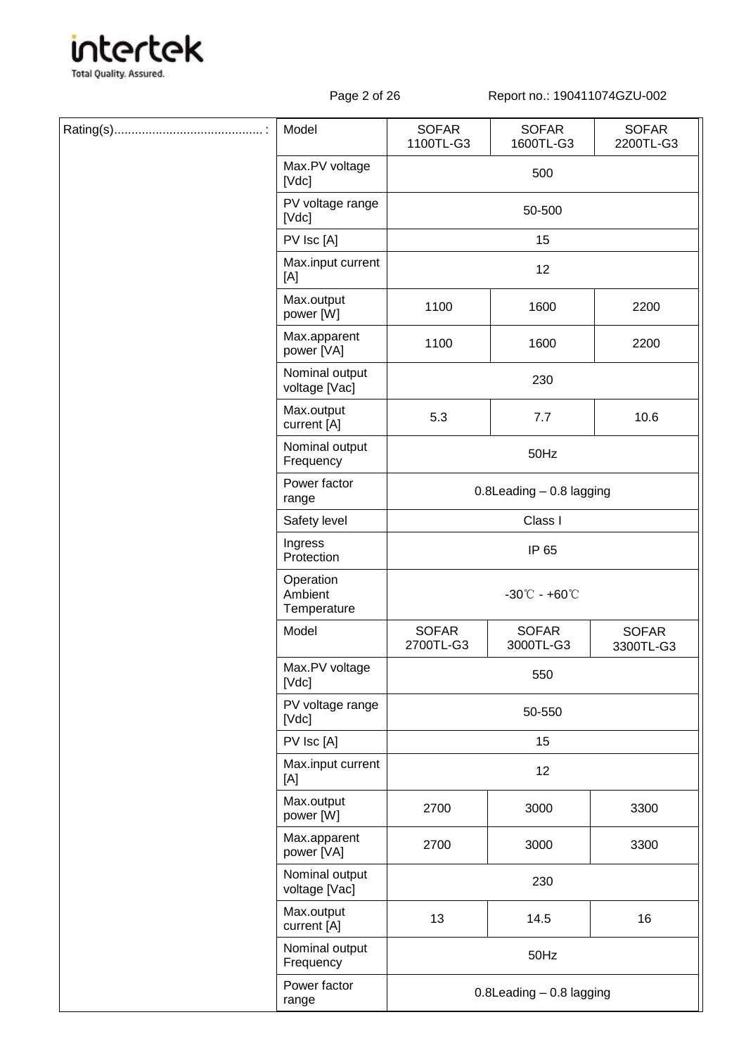| Rating(s) ........................................... : | Model | SOFAR 1100TL-G3 | SOFAR 1600TL-G3 | SOFAR 2200TL-G3 |
|---|---|---|---|---|
| | Max.PV voltage [Vdc] | 500 | | |
| | PV voltage range [Vdc] | 50-500 | | |
| | PV Isc [A] | 15 | | |
| | Max.input current [A] | 12 | | |
| | Max.output power [W] | 1100 | 1600 | 2200 |
| | Max.apparent power [VA] | 1100 | 1600 | 2200 |
| | Nominal output voltage [Vac] | 230 | | |
| | Max.output current [A] | 5.3 | 7.7 | 10.6 |
| | Nominal output Frequency | 50Hz | | |
| | Power factor range | 0.8Leading – 0.8 lagging | | |
| | Safety level | Class I | | |
| | Ingress Protection | IP 65 | | |
| | Operation Ambient Temperature | -30℃ - +60℃ | | |
| | Model | SOFAR 2700TL-G3 | SOFAR 3000TL-G3 | SOFAR 3300TL-G3 |
| | Max.PV voltage [Vdc] | 550 | | |
| | PV voltage range [Vdc] | 50-550 | | |
| | PV Isc [A] | 15 | | |
| | Max.input current [A] | 12 | | |
| | Max.output power [W] | 2700 | 3000 | 3300 |
| | Max.apparent power [VA] | 2700 | 3000 | 3300 |
| | Nominal output voltage [Vac] | 230 | | |
| | Max.output current [A] | 13 | 14.5 | 16 |
| | Nominal output Frequency | 50Hz | | |
| | Power factor range | 0.8Leading – 0.8 lagging | | |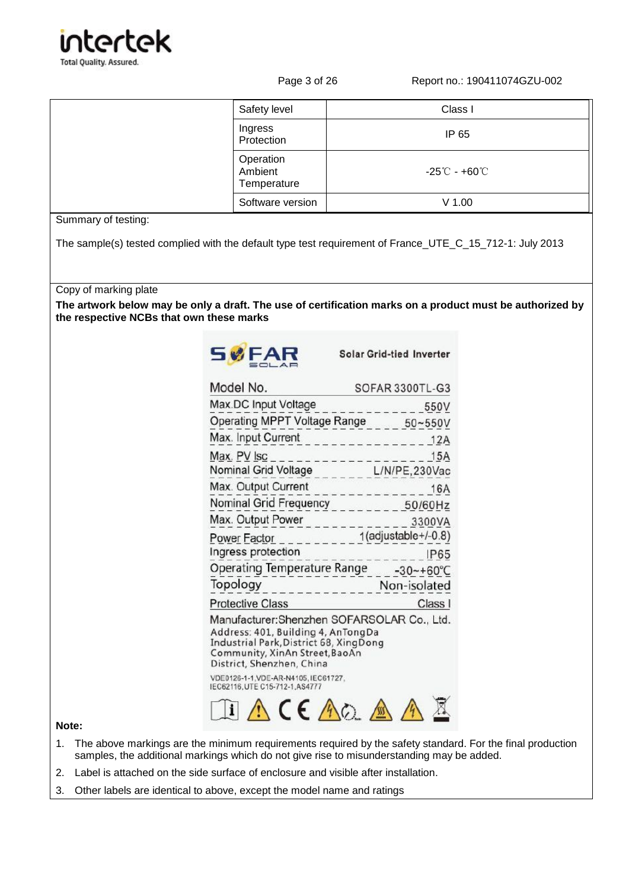| | Safety level | Class I |
|---|---|---|
| | Ingress Protection | IP 65 |
| | Operation Ambient Temperature | -25℃ - +60℃ |
| | Software version | V 1.00 |

Summary of testing:

The sample(s) tested complied with the default type test requirement of France_UTE_C_15_712-1: July 2013

Copy of marking plate

**The artwork below may be only a draft. The use of certification marks on a product must be authorized by the respective NCBs that own these marks**

SOFAR SOLAR — Solar Grid-tied Inverter

| Model No. | SOFAR 3300TL-G3 |
|---|---|
| Max.DC Input Voltage | 550V |
| Operating MPPT Voltage Range | 50~550V |
| Max. Input Current | 12A |
| Max. PV Isc | 15A |
| Nominal Grid Voltage | L/N/PE,230Vac |
| Max. Output Current | 16A |
| Nominal Grid Frequency | 50/60Hz |
| Max. Output Power | 3300VA |
| Power Factor | 1(adjustable+/-0.8) |
| Ingress protection | IP65 |
| Operating Temperature Range | -30~+60℃ |
| Topology | Non-isolated |
| Protective Class | Class I |

Manufacturer:Shenzhen SOFARSOLAR Co., Ltd.
Address: 401, Building 4, AnTongDa Industrial Park,District 68, XingDong Community, XinAn Street,BaoAn District, Shenzhen, China

VDE0126-1-1,VDE-AR-N4105,IEC61727, IEC62116,UTE C15-712-1,AS4777

**Note:**

1. The above markings are the minimum requirements required by the safety standard. For the final production samples, the additional markings which do not give rise to misunderstanding may be added.
2. Label is attached on the side surface of enclosure and visible after installation.
3. Other labels are identical to above, except the model name and ratings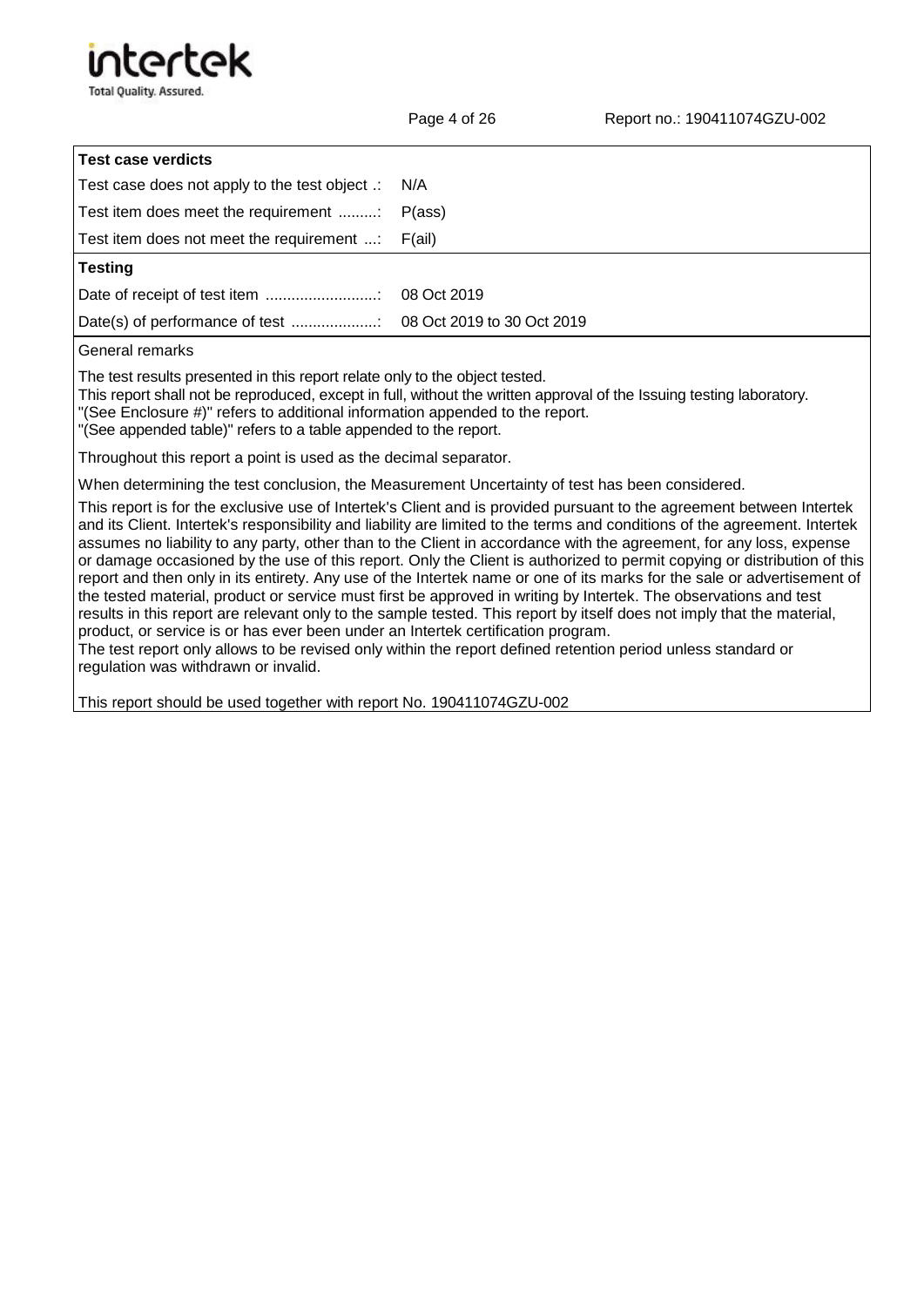| **Test case verdicts** | |
|---|---|
| Test case does not apply to the test object .: | N/A |
| Test item does meet the requirement .........: | P(ass) |
| Test item does not meet the requirement ...: | F(ail) |

| **Testing** | |
|---|---|
| Date of receipt of test item ..........................: | 08 Oct 2019 |
| Date(s) of performance of test ....................: | 08 Oct 2019 to 30 Oct 2019 |

General remarks

The test results presented in this report relate only to the object tested.
This report shall not be reproduced, except in full, without the written approval of the Issuing testing laboratory.
"(See Enclosure #)" refers to additional information appended to the report.
"(See appended table)" refers to a table appended to the report.

Throughout this report a point is used as the decimal separator.

When determining the test conclusion, the Measurement Uncertainty of test has been considered.

This report is for the exclusive use of Intertek's Client and is provided pursuant to the agreement between Intertek and its Client. Intertek's responsibility and liability are limited to the terms and conditions of the agreement. Intertek assumes no liability to any party, other than to the Client in accordance with the agreement, for any loss, expense or damage occasioned by the use of this report. Only the Client is authorized to permit copying or distribution of this report and then only in its entirety. Any use of the Intertek name or one of its marks for the sale or advertisement of the tested material, product or service must first be approved in writing by Intertek. The observations and test results in this report are relevant only to the sample tested. This report by itself does not imply that the material, product, or service is or has ever been under an Intertek certification program.
The test report only allows to be revised only within the report defined retention period unless standard or regulation was withdrawn or invalid.

This report should be used together with report No. 190411074GZU-002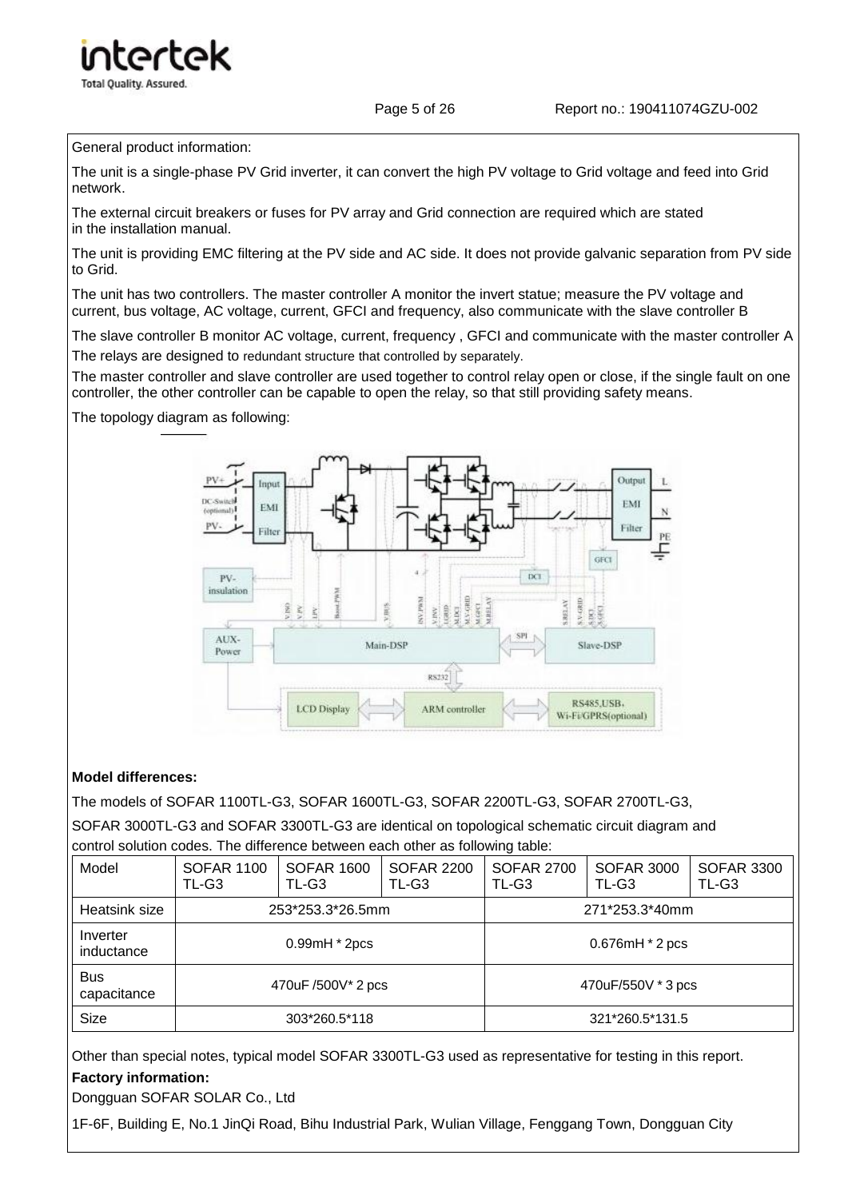General product information:

The unit is a single-phase PV Grid inverter, it can convert the high PV voltage to Grid voltage and feed into Grid network.

The external circuit breakers or fuses for PV array and Grid connection are required which are stated in the installation manual.

The unit is providing EMC filtering at the PV side and AC side. It does not provide galvanic separation from PV side to Grid.

The unit has two controllers. The master controller A monitor the invert statue; measure the PV voltage and current, bus voltage, AC voltage, current, GFCI and frequency, also communicate with the slave controller B

The slave controller B monitor AC voltage, current, frequency , GFCI and communicate with the master controller A

The relays are designed to redundant structure that controlled by separately.

The master controller and slave controller are used together to control relay open or close, if the single fault on one controller, the other controller can be capable to open the relay, so that still providing safety means.

The topology diagram as following:

**Model differences:**

The models of SOFAR 1100TL-G3, SOFAR 1600TL-G3, SOFAR 2200TL-G3, SOFAR 2700TL-G3, SOFAR 3000TL-G3 and SOFAR 3300TL-G3 are identical on topological schematic circuit diagram and control solution codes. The difference between each other as following table:

| Model | SOFAR 1100 TL-G3 | SOFAR 1600 TL-G3 | SOFAR 2200 TL-G3 | SOFAR 2700 TL-G3 | SOFAR 3000 TL-G3 | SOFAR 3300 TL-G3 |
|---|---|---|---|---|---|---|
| Heatsink size | 253*253.3*26.5mm | | | 271*253.3*40mm | | |
| Inverter inductance | 0.99mH * 2pcs | | | 0.676mH * 2 pcs | | |
| Bus capacitance | 470uF /500V* 2 pcs | | | 470uF/550V * 3 pcs | | |
| Size | 303*260.5*118 | | | 321*260.5*131.5 | | |

Other than special notes, typical model SOFAR 3300TL-G3 used as representative for testing in this report.

**Factory information:**

Dongguan SOFAR SOLAR Co., Ltd

1F-6F, Building E, No.1 JinQi Road, Bihu Industrial Park, Wulian Village, Fenggang Town, Dongguan City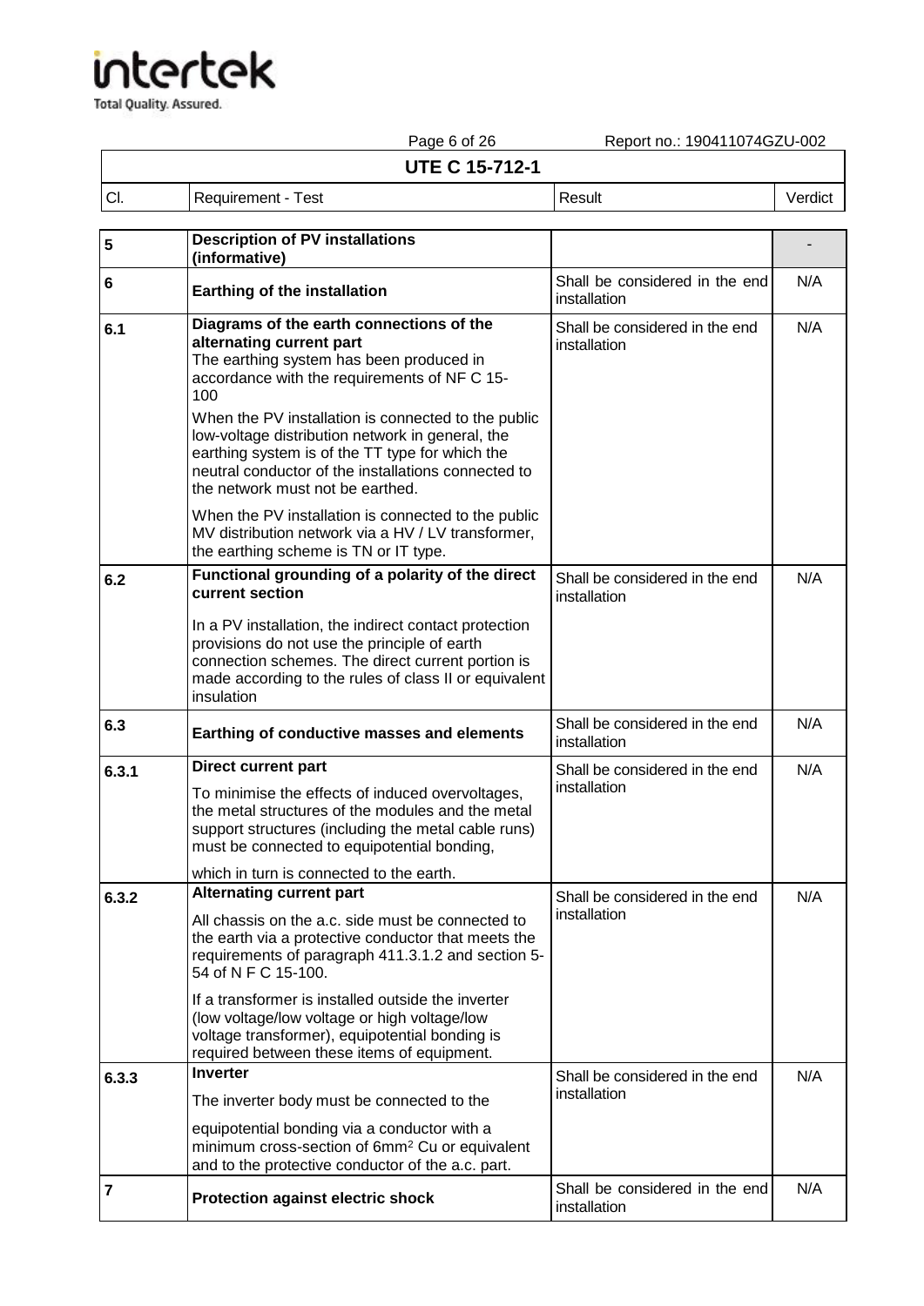**UTE C 15-712-1**

| Cl. | Requirement - Test | Result | Verdict |
|---|---|---|---|
| 5 | **Description of PV installations (informative)** | | - |
| 6 | **Earthing of the installation** | Shall be considered in the end installation | N/A |
| 6.1 | **Diagrams of the earth connections of the alternating current part**<br>The earthing system has been produced in accordance with the requirements of NF C 15-100<br>When the PV installation is connected to the public low-voltage distribution network in general, the earthing system is of the TT type for which the neutral conductor of the installations connected to the network must not be earthed.<br>When the PV installation is connected to the public MV distribution network via a HV / LV transformer, the earthing scheme is TN or IT type. | Shall be considered in the end installation | N/A |
| 6.2 | **Functional grounding of a polarity of the direct current section**<br>In a PV installation, the indirect contact protection provisions do not use the principle of earth connection schemes. The direct current portion is made according to the rules of class II or equivalent insulation | Shall be considered in the end installation | N/A |
| 6.3 | **Earthing of conductive masses and elements** | Shall be considered in the end installation | N/A |
| 6.3.1 | **Direct current part**<br>To minimise the effects of induced overvoltages, the metal structures of the modules and the metal support structures (including the metal cable runs) must be connected to equipotential bonding,<br>which in turn is connected to the earth. | Shall be considered in the end installation | N/A |
| 6.3.2 | **Alternating current part**<br>All chassis on the a.c. side must be connected to the earth via a protective conductor that meets the requirements of paragraph 411.3.1.2 and section 5-54 of N F C 15-100.<br>If a transformer is installed outside the inverter (low voltage/low voltage or high voltage/low voltage transformer), equipotential bonding is required between these items of equipment. | Shall be considered in the end installation | N/A |
| 6.3.3 | **Inverter**<br>The inverter body must be connected to the<br>equipotential bonding via a conductor with a minimum cross-section of 6mm$^2$ Cu or equivalent and to the protective conductor of the a.c. part. | Shall be considered in the end installation | N/A |
| 7 | **Protection against electric shock** | Shall be considered in the end installation | N/A |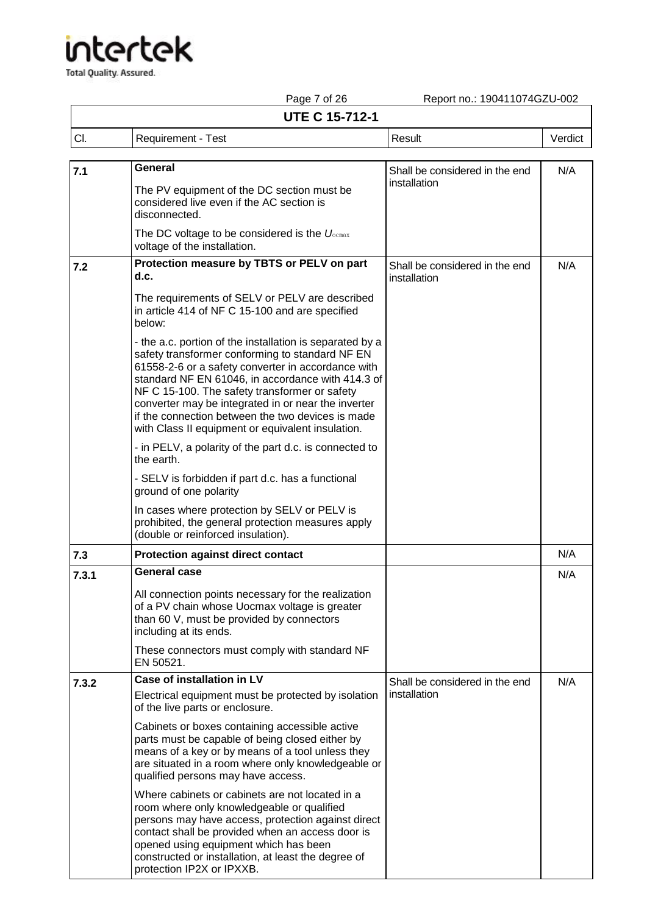## UTE C 15-712-1

| Cl. | Requirement - Test | Result | Verdict |
|---|---|---|---|
| 7.1 | **General**<br>The PV equipment of the DC section must be considered live even if the AC section is disconnected.<br>The DC voltage to be considered is the $U_{ocmax}$ voltage of the installation. | Shall be considered in the end installation | N/A |
| 7.2 | **Protection measure by TBTS or PELV on part d.c.**<br>The requirements of SELV or PELV are described in article 414 of NF C 15-100 and are specified below:<br>- the a.c. portion of the installation is separated by a safety transformer conforming to standard NF EN 61558-2-6 or a safety converter in accordance with standard NF EN 61046, in accordance with 414.3 of NF C 15-100. The safety transformer or safety converter may be integrated in or near the inverter if the connection between the two devices is made with Class II equipment or equivalent insulation.<br>- in PELV, a polarity of the part d.c. is connected to the earth.<br>- SELV is forbidden if part d.c. has a functional ground of one polarity<br>In cases where protection by SELV or PELV is prohibited, the general protection measures apply (double or reinforced insulation). | Shall be considered in the end installation | N/A |
| 7.3 | **Protection against direct contact** | | N/A |
| 7.3.1 | **General case**<br>All connection points necessary for the realization of a PV chain whose Uocmax voltage is greater than 60 V, must be provided by connectors including at its ends.<br>These connectors must comply with standard NF EN 50521. | | N/A |
| 7.3.2 | **Case of installation in LV**<br>Electrical equipment must be protected by isolation of the live parts or enclosure.<br>Cabinets or boxes containing accessible active parts must be capable of being closed either by means of a key or by means of a tool unless they are situated in a room where only knowledgeable or qualified persons may have access.<br>Where cabinets or cabinets are not located in a room where only knowledgeable or qualified persons may have access, protection against direct contact shall be provided when an access door is opened using equipment which has been constructed or installation, at least the degree of protection IP2X or IPXXB. | Shall be considered in the end installation | N/A |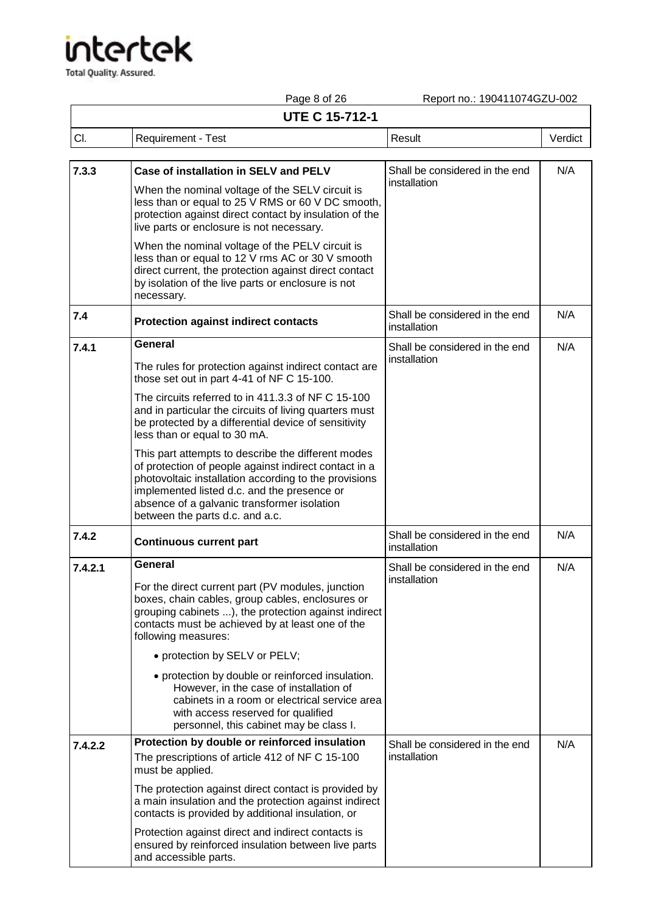**UTE C 15-712-1**

| Cl. | Requirement - Test | Result | Verdict |
|---|---|---|---|
| 7.3.3 | **Case of installation in SELV and PELV**<br>When the nominal voltage of the SELV circuit is less than or equal to 25 V RMS or 60 V DC smooth, protection against direct contact by insulation of the live parts or enclosure is not necessary.<br>When the nominal voltage of the PELV circuit is less than or equal to 12 V rms AC or 30 V smooth direct current, the protection against direct contact by isolation of the live parts or enclosure is not necessary. | Shall be considered in the end installation | N/A |
| 7.4 | **Protection against indirect contacts** | Shall be considered in the end installation | N/A |
| 7.4.1 | **General**<br>The rules for protection against indirect contact are those set out in part 4-41 of NF C 15-100.<br>The circuits referred to in 411.3.3 of NF C 15-100 and in particular the circuits of living quarters must be protected by a differential device of sensitivity less than or equal to 30 mA.<br>This part attempts to describe the different modes of protection of people against indirect contact in a photovoltaic installation according to the provisions implemented listed d.c. and the presence or absence of a galvanic transformer isolation between the parts d.c. and a.c. | Shall be considered in the end installation | N/A |
| 7.4.2 | **Continuous current part** | Shall be considered in the end installation | N/A |
| 7.4.2.1 | **General**<br>For the direct current part (PV modules, junction boxes, chain cables, group cables, enclosures or grouping cabinets ...), the protection against indirect contacts must be achieved by at least one of the following measures:<br>• protection by SELV or PELV;<br>• protection by double or reinforced insulation. However, in the case of installation of cabinets in a room or electrical service area with access reserved for qualified personnel, this cabinet may be class I. | Shall be considered in the end installation | N/A |
| 7.4.2.2 | **Protection by double or reinforced insulation**<br>The prescriptions of article 412 of NF C 15-100 must be applied.<br>The protection against direct contact is provided by a main insulation and the protection against indirect contacts is provided by additional insulation, or<br>Protection against direct and indirect contacts is ensured by reinforced insulation between live parts and accessible parts. | Shall be considered in the end installation | N/A |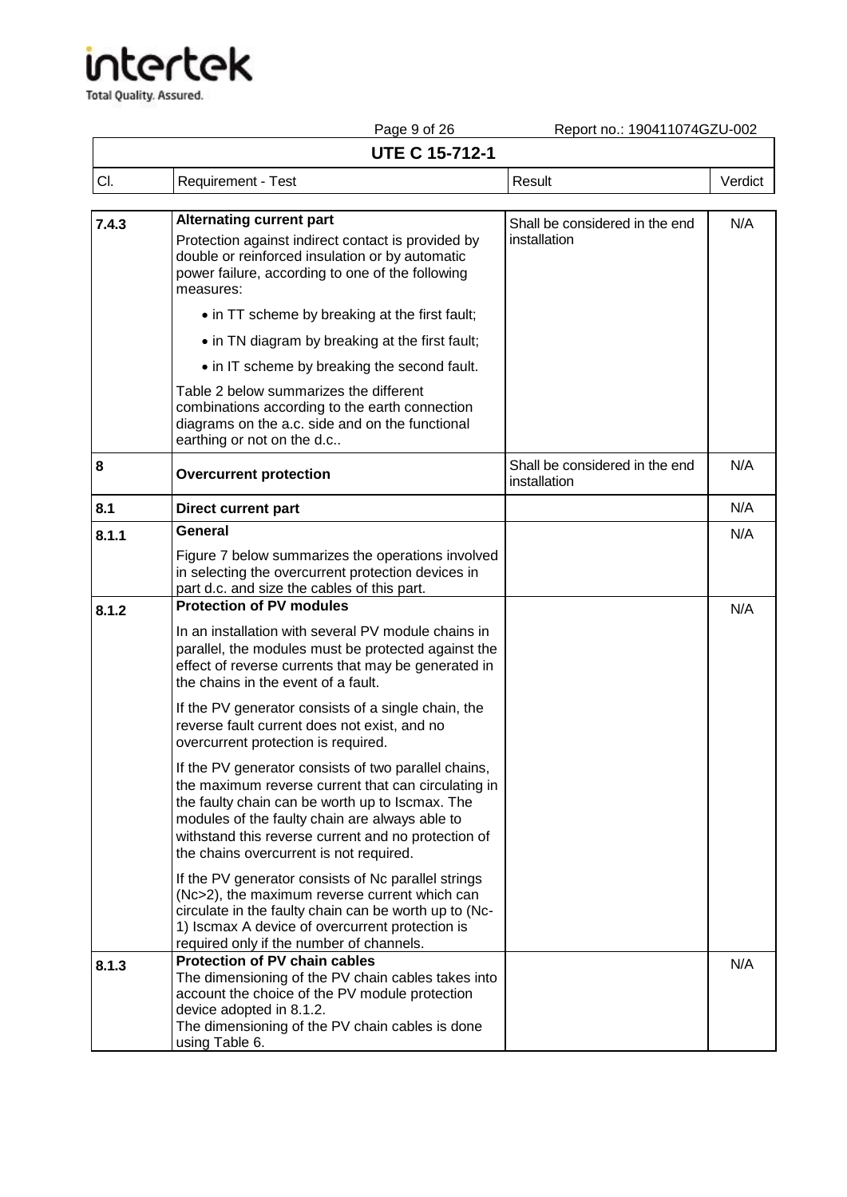**UTE C 15-712-1**

| Cl. | Requirement - Test | Result | Verdict |
|---|---|---|---|
| 7.4.3 | **Alternating current part**<br>Protection against indirect contact is provided by double or reinforced insulation or by automatic power failure, according to one of the following measures:<br>• in TT scheme by breaking at the first fault;<br>• in TN diagram by breaking at the first fault;<br>• in IT scheme by breaking the second fault.<br>Table 2 below summarizes the different combinations according to the earth connection diagrams on the a.c. side and on the functional earthing or not on the d.c.. | Shall be considered in the end installation | N/A |
| 8 | **Overcurrent protection** | Shall be considered in the end installation | N/A |
| 8.1 | **Direct current part** | | N/A |
| 8.1.1 | **General**<br>Figure 7 below summarizes the operations involved in selecting the overcurrent protection devices in part d.c. and size the cables of this part. | | N/A |
| 8.1.2 | **Protection of PV modules**<br>In an installation with several PV module chains in parallel, the modules must be protected against the effect of reverse currents that may be generated in the chains in the event of a fault.<br>If the PV generator consists of a single chain, the reverse fault current does not exist, and no overcurrent protection is required.<br>If the PV generator consists of two parallel chains, the maximum reverse current that can circulating in the faulty chain can be worth up to Iscmax. The modules of the faulty chain are always able to withstand this reverse current and no protection of the chains overcurrent is not required.<br>If the PV generator consists of Nc parallel strings (Nc>2), the maximum reverse current which can circulate in the faulty chain can be worth up to (Nc-1) Iscmax A device of overcurrent protection is required only if the number of channels. | | N/A |
| 8.1.3 | **Protection of PV chain cables**<br>The dimensioning of the PV chain cables takes into account the choice of the PV module protection device adopted in 8.1.2.<br>The dimensioning of the PV chain cables is done using Table 6. | | N/A |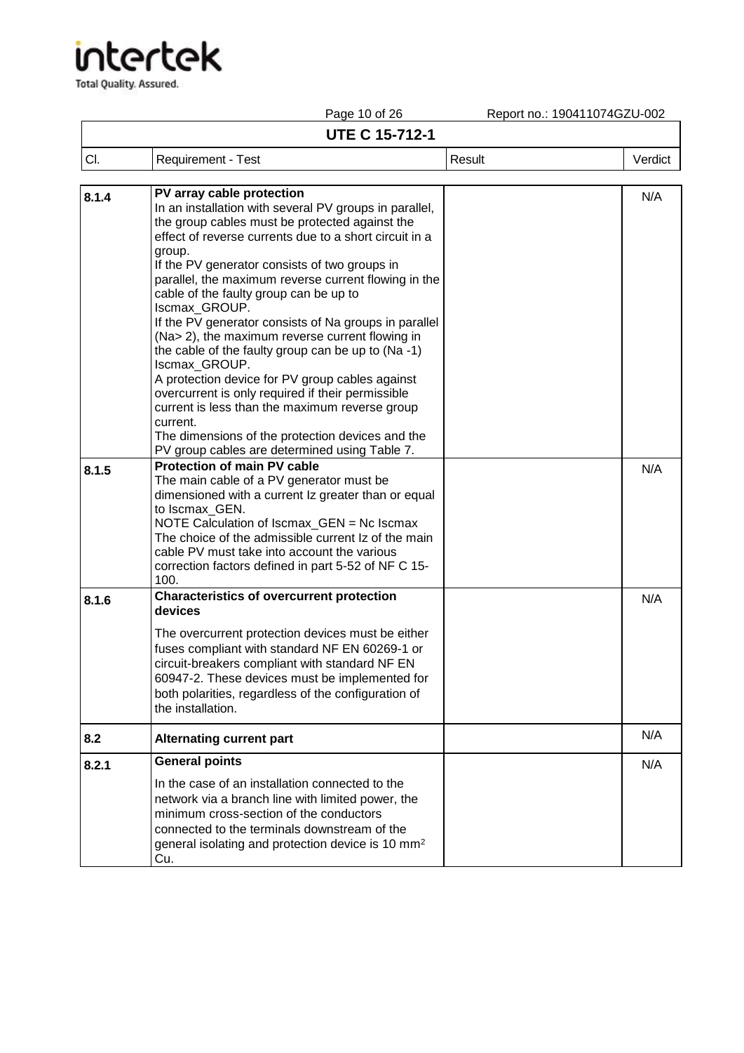## UTE C 15-712-1

| Cl. | Requirement - Test | Result | Verdict |
|---|---|---|---|
| 8.1.4 | **PV array cable protection**<br>In an installation with several PV groups in parallel, the group cables must be protected against the effect of reverse currents due to a short circuit in a group.<br>If the PV generator consists of two groups in parallel, the maximum reverse current flowing in the cable of the faulty group can be up to Iscmax_GROUP.<br>If the PV generator consists of Na groups in parallel (Na> 2), the maximum reverse current flowing in the cable of the faulty group can be up to (Na -1) Iscmax_GROUP.<br>A protection device for PV group cables against overcurrent is only required if their permissible current is less than the maximum reverse group current.<br>The dimensions of the protection devices and the PV group cables are determined using Table 7. | | N/A |
| 8.1.5 | **Protection of main PV cable**<br>The main cable of a PV generator must be dimensioned with a current Iz greater than or equal to Iscmax_GEN.<br>NOTE Calculation of Iscmax_GEN = Nc Iscmax<br>The choice of the admissible current Iz of the main cable PV must take into account the various correction factors defined in part 5-52 of NF C 15-100. | | N/A |
| 8.1.6 | **Characteristics of overcurrent protection devices**<br>The overcurrent protection devices must be either fuses compliant with standard NF EN 60269-1 or circuit-breakers compliant with standard NF EN 60947-2. These devices must be implemented for both polarities, regardless of the configuration of the installation. | | N/A |
| 8.2 | **Alternating current part** | | N/A |
| 8.2.1 | **General points**<br>In the case of an installation connected to the network via a branch line with limited power, the minimum cross-section of the conductors connected to the terminals downstream of the general isolating and protection device is 10 $mm^2$ Cu. | | N/A |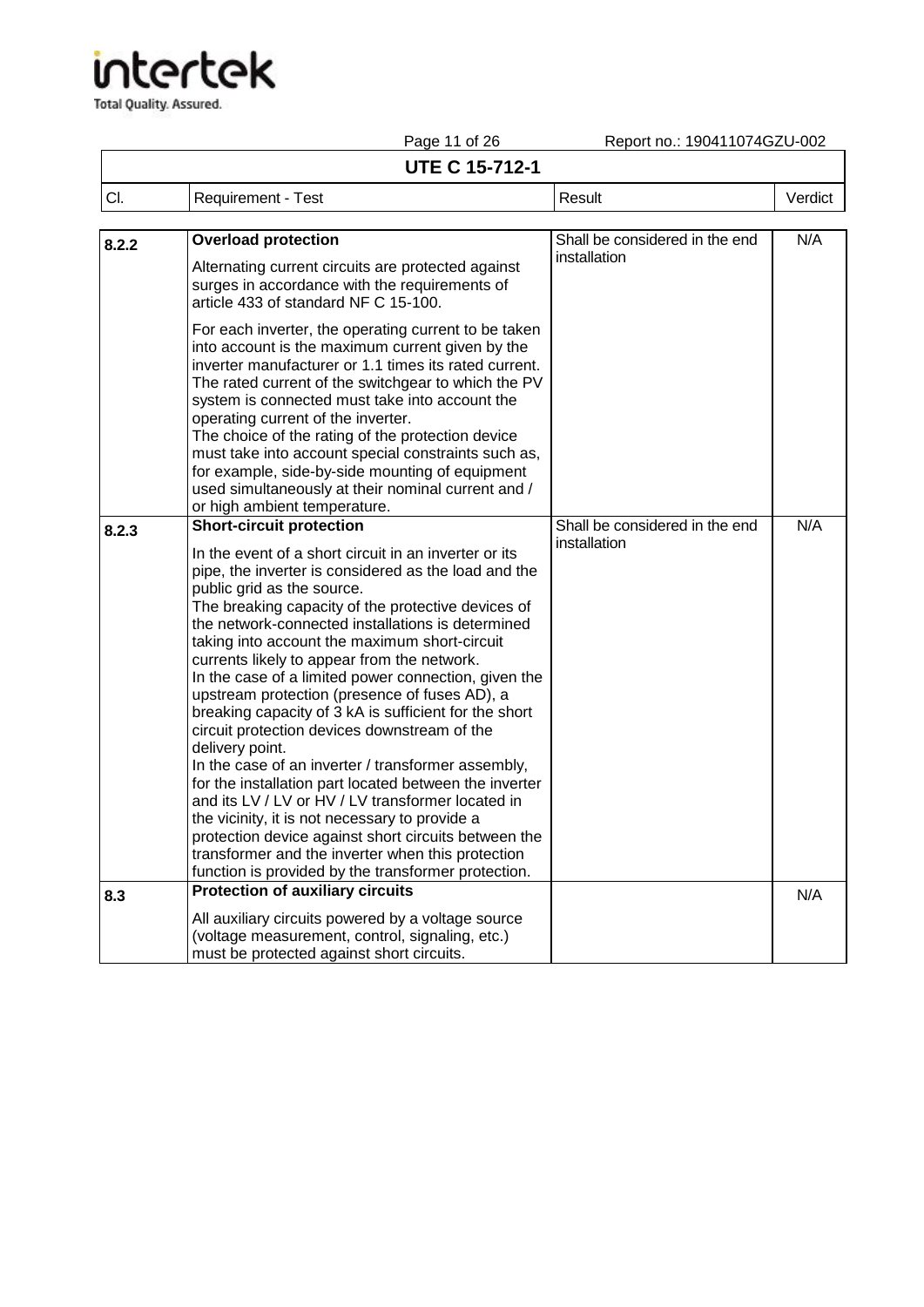## UTE C 15-712-1

| Cl. | Requirement - Test | Result | Verdict |
|---|---|---|---|
| 8.2.2 | **Overload protection**<br>Alternating current circuits are protected against surges in accordance with the requirements of article 433 of standard NF C 15-100.<br>For each inverter, the operating current to be taken into account is the maximum current given by the inverter manufacturer or 1.1 times its rated current. The rated current of the switchgear to which the PV system is connected must take into account the operating current of the inverter.<br>The choice of the rating of the protection device must take into account special constraints such as, for example, side-by-side mounting of equipment used simultaneously at their nominal current and / or high ambient temperature. | Shall be considered in the end installation | N/A |
| 8.2.3 | **Short-circuit protection**<br>In the event of a short circuit in an inverter or its pipe, the inverter is considered as the load and the public grid as the source.<br>The breaking capacity of the protective devices of the network-connected installations is determined taking into account the maximum short-circuit currents likely to appear from the network.<br>In the case of a limited power connection, given the upstream protection (presence of fuses AD), a breaking capacity of 3 kA is sufficient for the short circuit protection devices downstream of the delivery point.<br>In the case of an inverter / transformer assembly, for the installation part located between the inverter and its LV / LV or HV / LV transformer located in the vicinity, it is not necessary to provide a protection device against short circuits between the transformer and the inverter when this protection function is provided by the transformer protection. | Shall be considered in the end installation | N/A |
| 8.3 | **Protection of auxiliary circuits**<br>All auxiliary circuits powered by a voltage source (voltage measurement, control, signaling, etc.) must be protected against short circuits. | | N/A |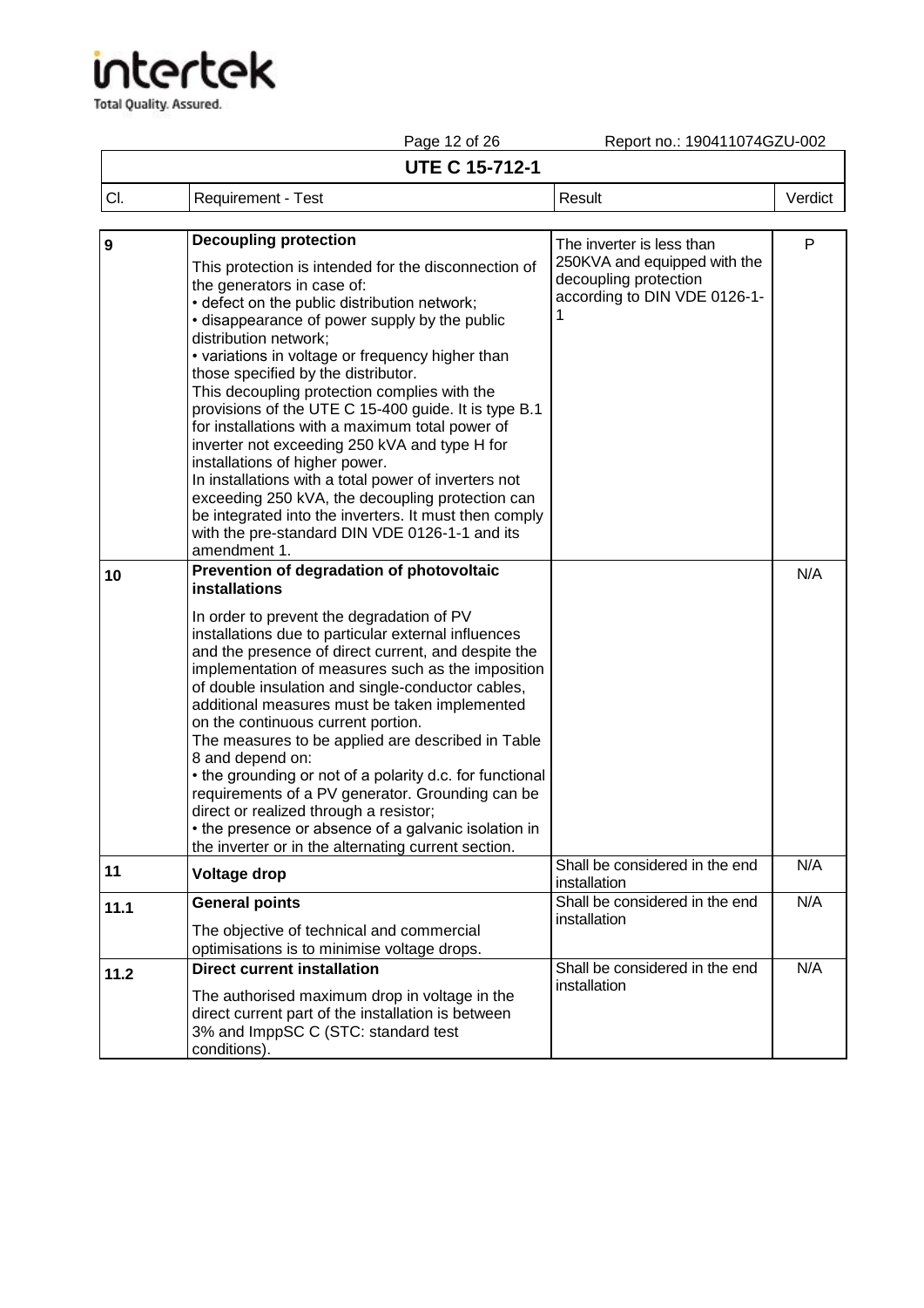| Cl. | Requirement - Test | Result | Verdict |
|---|---|---|---|
| 9 | **Decoupling protection**<br><br>This protection is intended for the disconnection of the generators in case of:<br>• defect on the public distribution network;<br>• disappearance of power supply by the public distribution network;<br>• variations in voltage or frequency higher than those specified by the distributor.<br>This decoupling protection complies with the provisions of the UTE C 15-400 guide. It is type B.1 for installations with a maximum total power of inverter not exceeding 250 kVA and type H for installations of higher power.<br>In installations with a total power of inverters not exceeding 250 kVA, the decoupling protection can be integrated into the inverters. It must then comply with the pre-standard DIN VDE 0126-1-1 and its amendment 1. | The inverter is less than 250KVA and equipped with the decoupling protection according to DIN VDE 0126-1-1 | P |
| 10 | **Prevention of degradation of photovoltaic installations**<br><br>In order to prevent the degradation of PV installations due to particular external influences and the presence of direct current, and despite the implementation of measures such as the imposition of double insulation and single-conductor cables, additional measures must be taken implemented on the continuous current portion.<br>The measures to be applied are described in Table 8 and depend on:<br>• the grounding or not of a polarity d.c. for functional requirements of a PV generator. Grounding can be direct or realized through a resistor;<br>• the presence or absence of a galvanic isolation in the inverter or in the alternating current section. | | N/A |
| 11 | **Voltage drop** | Shall be considered in the end installation | N/A |
| 11.1 | **General points**<br><br>The objective of technical and commercial optimisations is to minimise voltage drops. | Shall be considered in the end installation | N/A |
| 11.2 | **Direct current installation**<br><br>The authorised maximum drop in voltage in the direct current part of the installation is between 3% and ImppSC C (STC: standard test conditions). | Shall be considered in the end installation | N/A |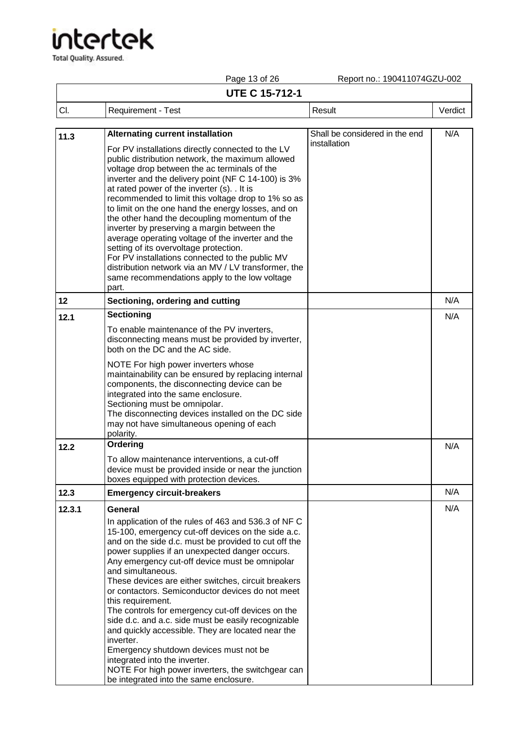| Cl. | Requirement - Test | Result | Verdict |
|---|---|---|---|
| 11.3 | **Alternating current installation**<br>For PV installations directly connected to the LV public distribution network, the maximum allowed voltage drop between the ac terminals of the inverter and the delivery point (NF C 14-100) is 3% at rated power of the inverter (s). . It is recommended to limit this voltage drop to 1% so as to limit on the one hand the energy losses, and on the other hand the decoupling momentum of the inverter by preserving a margin between the average operating voltage of the inverter and the setting of its overvoltage protection.<br>For PV installations connected to the public MV distribution network via an MV / LV transformer, the same recommendations apply to the low voltage part. | Shall be considered in the end installation | N/A |
| 12 | **Sectioning, ordering and cutting** | | N/A |
| 12.1 | **Sectioning**<br>To enable maintenance of the PV inverters, disconnecting means must be provided by inverter, both on the DC and the AC side.<br>NOTE For high power inverters whose maintainability can be ensured by replacing internal components, the disconnecting device can be integrated into the same enclosure.<br>Sectioning must be omnipolar.<br>The disconnecting devices installed on the DC side may not have simultaneous opening of each polarity. | | N/A |
| 12.2 | **Ordering**<br>To allow maintenance interventions, a cut-off device must be provided inside or near the junction boxes equipped with protection devices. | | N/A |
| 12.3 | **Emergency circuit-breakers** | | N/A |
| 12.3.1 | **General**<br>In application of the rules of 463 and 536.3 of NF C 15-100, emergency cut-off devices on the side a.c. and on the side d.c. must be provided to cut off the power supplies if an unexpected danger occurs.<br>Any emergency cut-off device must be omnipolar and simultaneous.<br>These devices are either switches, circuit breakers or contactors. Semiconductor devices do not meet this requirement.<br>The controls for emergency cut-off devices on the side d.c. and a.c. side must be easily recognizable and quickly accessible. They are located near the inverter.<br>Emergency shutdown devices must not be integrated into the inverter.<br>NOTE For high power inverters, the switchgear can be integrated into the same enclosure. | | N/A |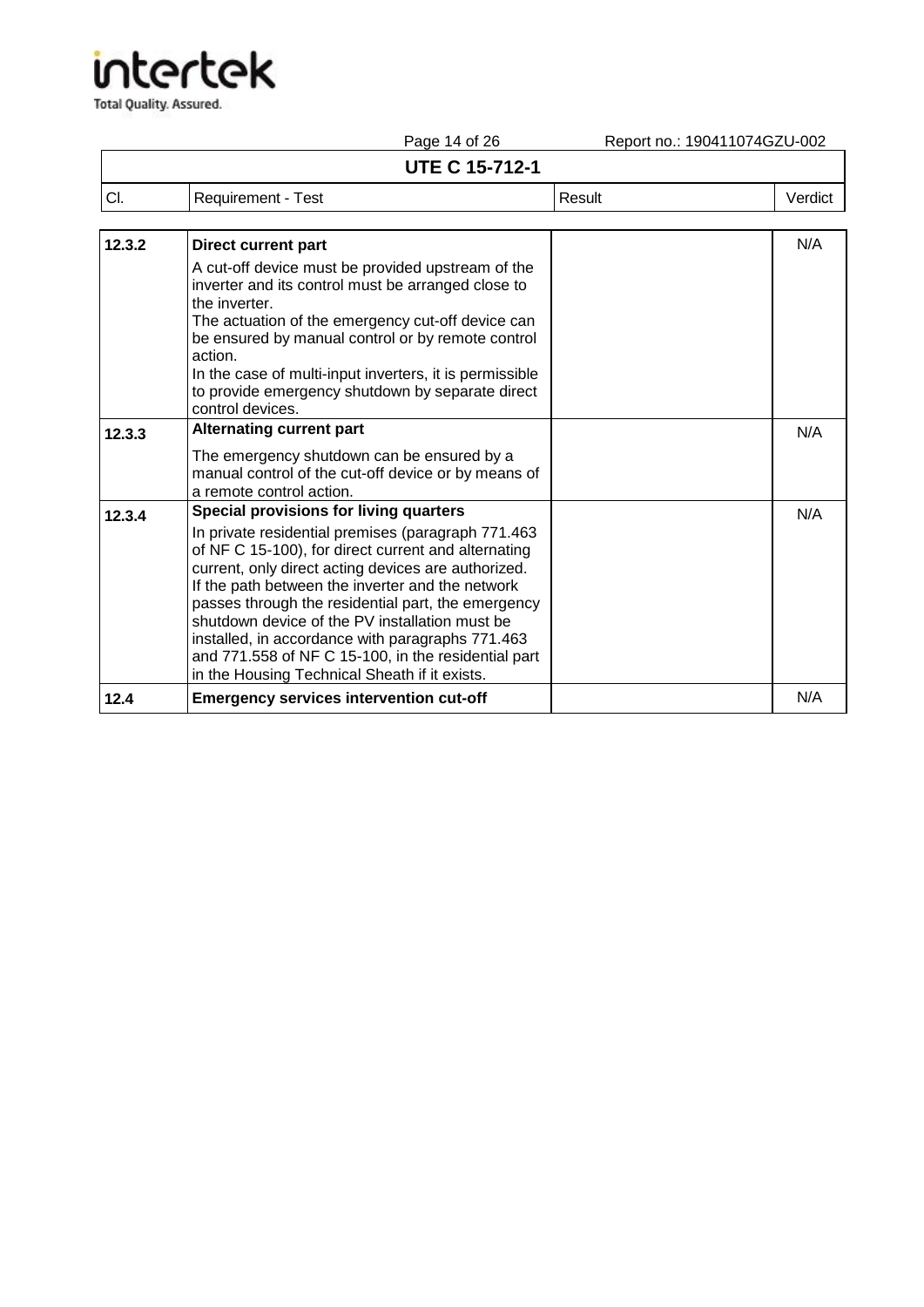**UTE C 15-712-1**

| Cl. | Requirement - Test | Result | Verdict |
|---|---|---|---|
| 12.3.2 | **Direct current part**<br>A cut-off device must be provided upstream of the inverter and its control must be arranged close to the inverter.<br>The actuation of the emergency cut-off device can be ensured by manual control or by remote control action.<br>In the case of multi-input inverters, it is permissible to provide emergency shutdown by separate direct control devices. | | N/A |
| 12.3.3 | **Alternating current part**<br>The emergency shutdown can be ensured by a manual control of the cut-off device or by means of a remote control action. | | N/A |
| 12.3.4 | **Special provisions for living quarters**<br>In private residential premises (paragraph 771.463 of NF C 15-100), for direct current and alternating current, only direct acting devices are authorized.<br>If the path between the inverter and the network passes through the residential part, the emergency shutdown device of the PV installation must be installed, in accordance with paragraphs 771.463 and 771.558 of NF C 15-100, in the residential part in the Housing Technical Sheath if it exists. | | N/A |
| 12.4 | **Emergency services intervention cut-off** | | N/A |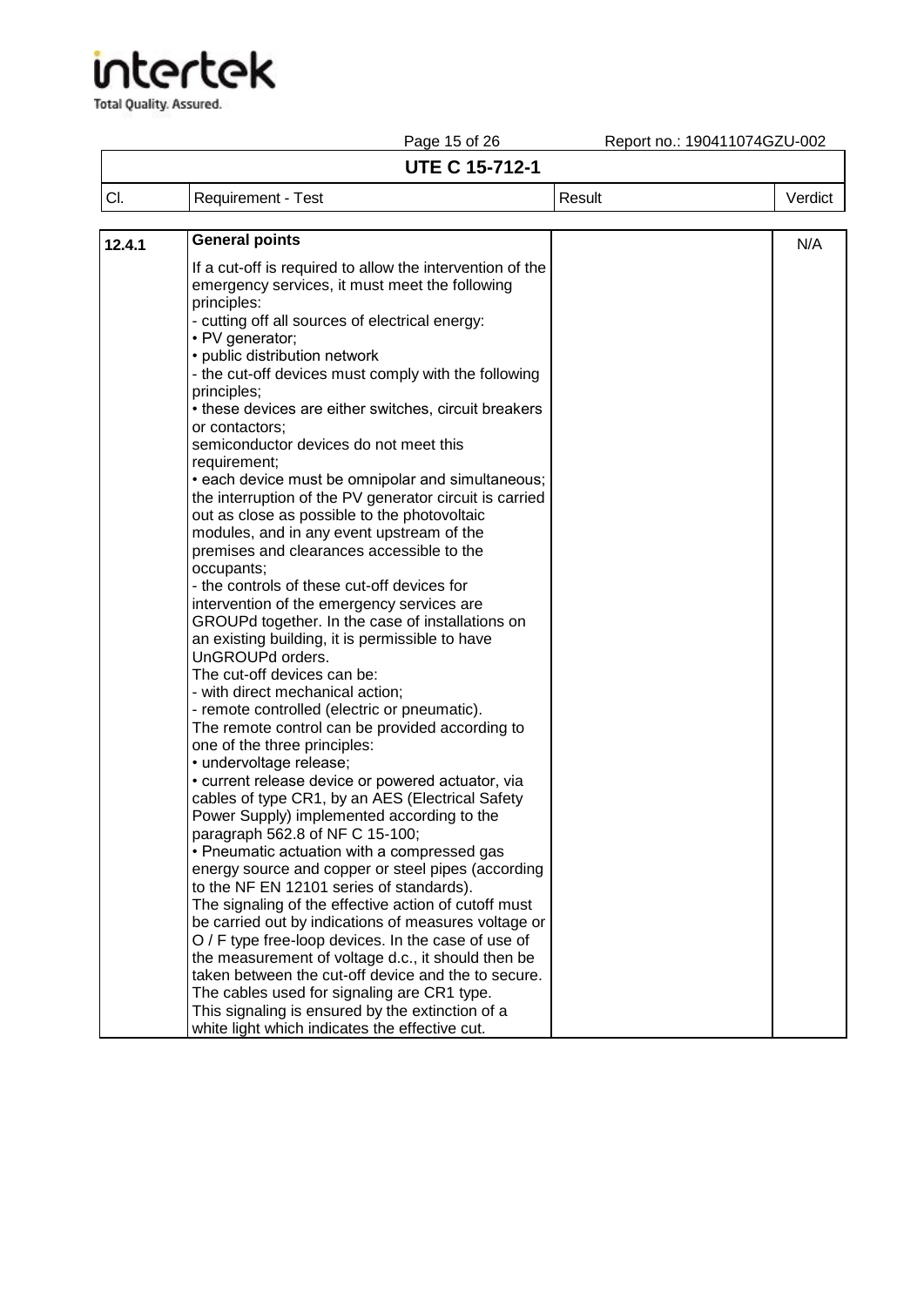**UTE C 15-712-1**

| Cl. | Requirement - Test | Result | Verdict |
|---|---|---|---|
| 12.4.1 | **General points**<br>If a cut-off is required to allow the intervention of the emergency services, it must meet the following principles:<br>- cutting off all sources of electrical energy:<br>• PV generator;<br>• public distribution network<br>- the cut-off devices must comply with the following principles;<br>• these devices are either switches, circuit breakers or contactors;<br>semiconductor devices do not meet this requirement;<br>• each device must be omnipolar and simultaneous; the interruption of the PV generator circuit is carried out as close as possible to the photovoltaic modules, and in any event upstream of the premises and clearances accessible to the occupants;<br>- the controls of these cut-off devices for intervention of the emergency services are GROUPd together. In the case of installations on an existing building, it is permissible to have UnGROUPd orders.<br>The cut-off devices can be:<br>- with direct mechanical action;<br>- remote controlled (electric or pneumatic).<br>The remote control can be provided according to one of the three principles:<br>• undervoltage release;<br>• current release device or powered actuator, via cables of type CR1, by an AES (Electrical Safety Power Supply) implemented according to the paragraph 562.8 of NF C 15-100;<br>• Pneumatic actuation with a compressed gas energy source and copper or steel pipes (according to the NF EN 12101 series of standards).<br>The signaling of the effective action of cutoff must be carried out by indications of measures voltage or O / F type free-loop devices. In the case of use of the measurement of voltage d.c., it should then be taken between the cut-off device and the to secure.<br>The cables used for signaling are CR1 type.<br>This signaling is ensured by the extinction of a white light which indicates the effective cut. | | N/A |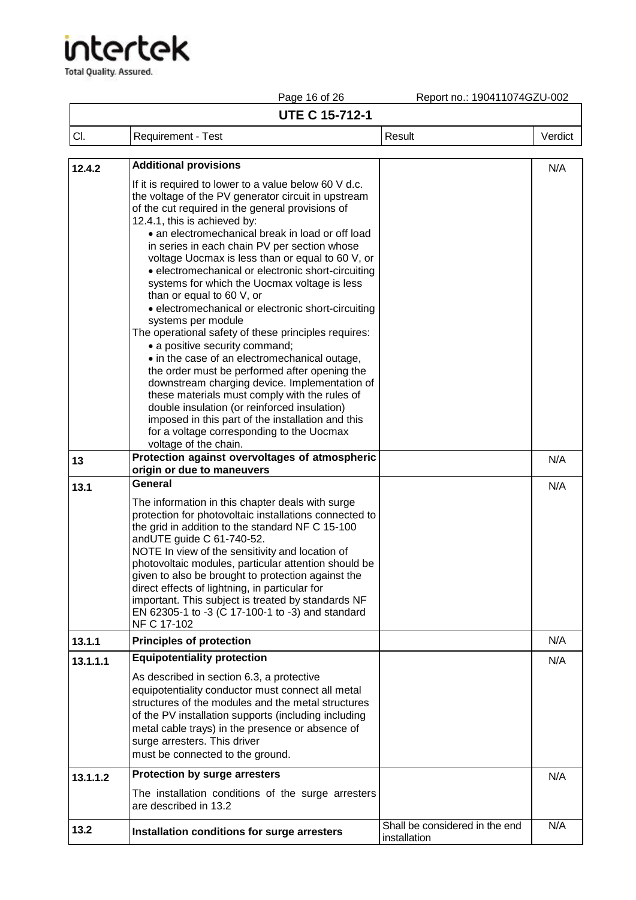**UTE C 15-712-1**

| Cl. | Requirement - Test | Result | Verdict |
|---|---|---|---|
| **12.4.2** | **Additional provisions**<br>If it is required to lower to a value below 60 V d.c. the voltage of the PV generator circuit in upstream of the cut required in the general provisions of 12.4.1, this is achieved by:<br>• an electromechanical break in load or off load in series in each chain PV per section whose voltage Uocmax is less than or equal to 60 V, or<br>• electromechanical or electronic short-circuiting systems for which the Uocmax voltage is less than or equal to 60 V, or<br>• electromechanical or electronic short-circuiting systems per module<br>The operational safety of these principles requires:<br>• a positive security command;<br>• in the case of an electromechanical outage, the order must be performed after opening the downstream charging device. Implementation of these materials must comply with the rules of double insulation (or reinforced insulation) imposed in this part of the installation and this for a voltage corresponding to the Uocmax voltage of the chain. | | N/A |
| **13** | **Protection against overvoltages of atmospheric origin or due to maneuvers** | | N/A |
| **13.1** | **General**<br>The information in this chapter deals with surge protection for photovoltaic installations connected to the grid in addition to the standard NF C 15-100 andUTE guide C 61-740-52.<br>NOTE In view of the sensitivity and location of photovoltaic modules, particular attention should be given to also be brought to protection against the direct effects of lightning, in particular for important. This subject is treated by standards NF EN 62305-1 to -3 (C 17-100-1 to -3) and standard NF C 17-102 | | N/A |
| **13.1.1** | **Principles of protection** | | N/A |
| **13.1.1.1** | **Equipotentiality protection**<br>As described in section 6.3, a protective equipotentiality conductor must connect all metal structures of the modules and the metal structures of the PV installation supports (including including metal cable trays) in the presence or absence of surge arresters. This driver must be connected to the ground. | | N/A |
| **13.1.1.2** | **Protection by surge arresters**<br>The installation conditions of the surge arresters are described in 13.2 | | N/A |
| **13.2** | **Installation conditions for surge arresters** | Shall be considered in the end installation | N/A |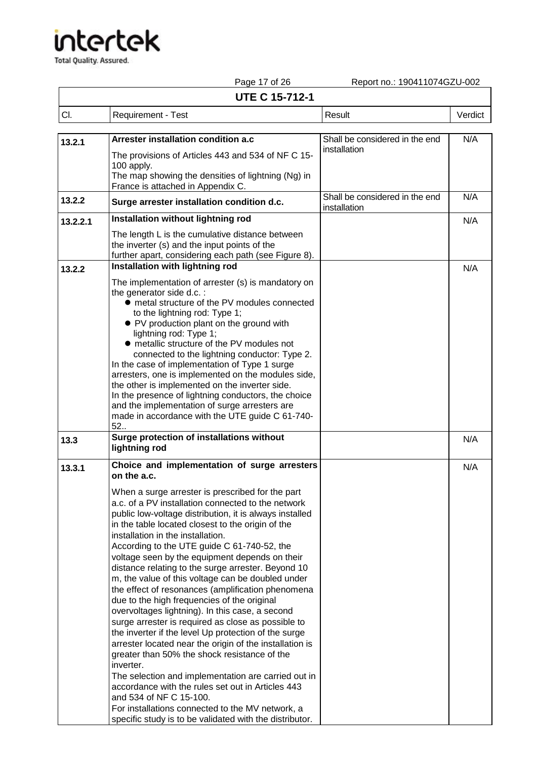| Cl. | Requirement - Test | Result | Verdict |
|---|---|---|---|
| 13.2.1 | **Arrester installation condition a.c** The provisions of Articles 443 and 534 of NF C 15-100 apply. The map showing the densities of lightning (Ng) in France is attached in Appendix C. | Shall be considered in the end installation | N/A |
| 13.2.2 | **Surge arrester installation condition d.c.** | Shall be considered in the end installation | N/A |
| 13.2.2.1 | **Installation without lightning rod** The length L is the cumulative distance between the inverter (s) and the input points of the further apart, considering each path (see Figure 8). | | N/A |
| 13.2.2 | **Installation with lightning rod** The implementation of arrester (s) is mandatory on the generator side d.c. : <br>● metal structure of the PV modules connected to the lightning rod: Type 1; <br>● PV production plant on the ground with lightning rod: Type 1; <br>● metallic structure of the PV modules not connected to the lightning conductor: Type 2. <br>In the case of implementation of Type 1 surge arresters, one is implemented on the modules side, the other is implemented on the inverter side. <br>In the presence of lightning conductors, the choice and the implementation of surge arresters are made in accordance with the UTE guide C 61-740-52.. | | N/A |
| 13.3 | **Surge protection of installations without lightning rod** | | N/A |
| 13.3.1 | **Choice and implementation of surge arresters on the a.c.** When a surge arrester is prescribed for the part a.c. of a PV installation connected to the network public low-voltage distribution, it is always installed in the table located closest to the origin of the installation in the installation. <br>According to the UTE guide C 61-740-52, the voltage seen by the equipment depends on their distance relating to the surge arrester. Beyond 10 m, the value of this voltage can be doubled under the effect of resonances (amplification phenomena due to the high frequencies of the original overvoltages lightning). In this case, a second surge arrester is required as close as possible to the inverter if the level Up protection of the surge arrester located near the origin of the installation is greater than 50% the shock resistance of the inverter. <br>The selection and implementation are carried out in accordance with the rules set out in Articles 443 and 534 of NF C 15-100. <br>For installations connected to the MV network, a specific study is to be validated with the distributor. | | N/A |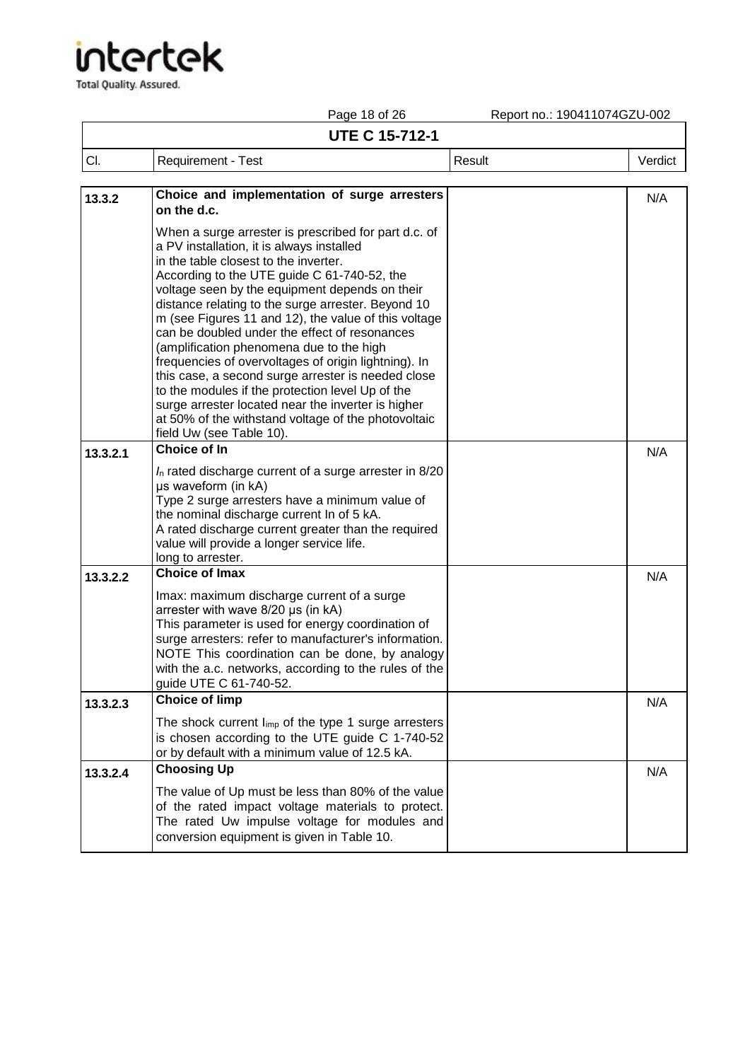**UTE C 15-712-1**

| Cl. | Requirement - Test | Result | Verdict |
|---|---|---|---|
| 13.3.2 | **Choice and implementation of surge arresters on the d.c.**<br>When a surge arrester is prescribed for part d.c. of a PV installation, it is always installed in the table closest to the inverter.<br>According to the UTE guide C 61-740-52, the voltage seen by the equipment depends on their distance relating to the surge arrester. Beyond 10 m (see Figures 11 and 12), the value of this voltage can be doubled under the effect of resonances (amplification phenomena due to the high frequencies of overvoltages of origin lightning). In this case, a second surge arrester is needed close to the modules if the protection level Up of the surge arrester located near the inverter is higher at 50% of the withstand voltage of the photovoltaic field Uw (see Table 10). | | N/A |
| 13.3.2.1 | **Choice of In**<br>$I_n$ rated discharge current of a surge arrester in 8/20 µs waveform (in kA)<br>Type 2 surge arresters have a minimum value of the nominal discharge current In of 5 kA.<br>A rated discharge current greater than the required value will provide a longer service life.<br>long to arrester. | | N/A |
| 13.3.2.2 | **Choice of Imax**<br>Imax: maximum discharge current of a surge arrester with wave 8/20 µs (in kA)<br>This parameter is used for energy coordination of surge arresters: refer to manufacturer's information.<br>NOTE This coordination can be done, by analogy with the a.c. networks, according to the rules of the guide UTE C 61-740-52. | | N/A |
| 13.3.2.3 | **Choice of Iimp**<br>The shock current $I_{imp}$ of the type 1 surge arresters is chosen according to the UTE guide C 1-740-52 or by default with a minimum value of 12.5 kA. | | N/A |
| 13.3.2.4 | **Choosing Up**<br>The value of Up must be less than 80% of the value of the rated impact voltage materials to protect. The rated Uw impulse voltage for modules and conversion equipment is given in Table 10. | | N/A |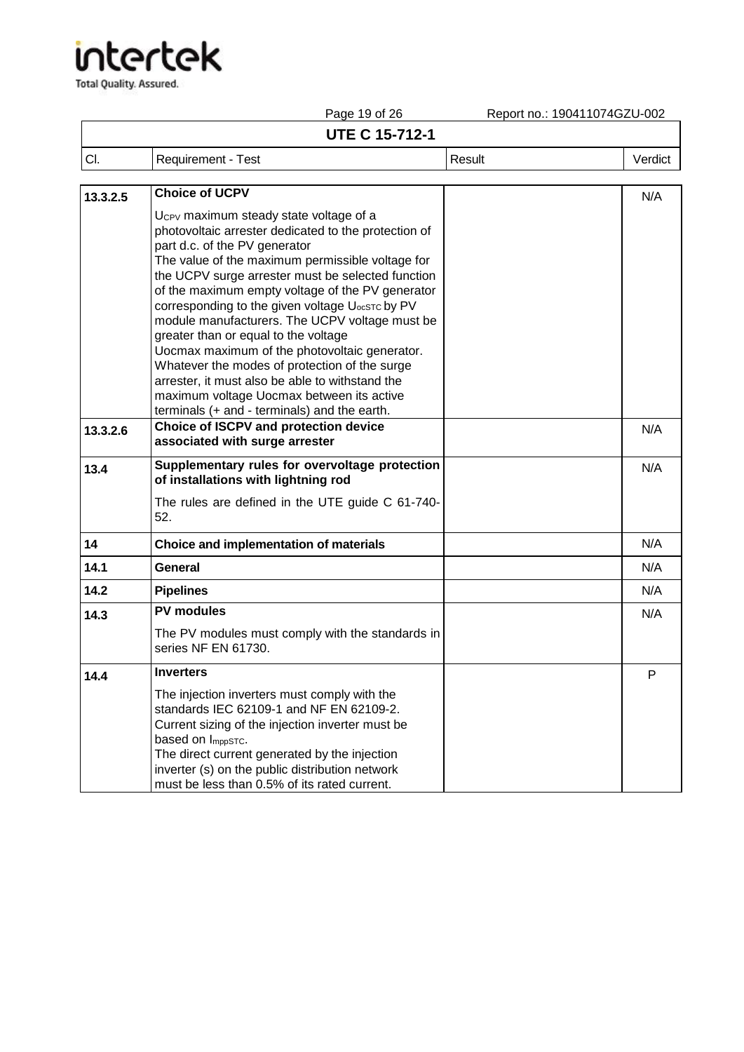| Cl. | Requirement - Test | Result | Verdict |
|---|---|---|---|
| 13.3.2.5 | **Choice of UCPV**<br>$U_{CPV}$ maximum steady state voltage of a photovoltaic arrester dedicated to the protection of part d.c. of the PV generator<br>The value of the maximum permissible voltage for the UCPV surge arrester must be selected function of the maximum empty voltage of the PV generator corresponding to the given voltage $U_{ocSTC}$ by PV module manufacturers. The UCPV voltage must be greater than or equal to the voltage Uocmax maximum of the photovoltaic generator. Whatever the modes of protection of the surge arrester, it must also be able to withstand the maximum voltage Uocmax between its active terminals (+ and - terminals) and the earth. | | N/A |
| 13.3.2.6 | **Choice of ISCPV and protection device associated with surge arrester** | | N/A |
| 13.4 | **Supplementary rules for overvoltage protection of installations with lightning rod**<br>The rules are defined in the UTE guide C 61-740-52. | | N/A |
| 14 | **Choice and implementation of materials** | | N/A |
| 14.1 | **General** | | N/A |
| 14.2 | **Pipelines** | | N/A |
| 14.3 | **PV modules**<br>The PV modules must comply with the standards in series NF EN 61730. | | N/A |
| 14.4 | **Inverters**<br>The injection inverters must comply with the standards IEC 62109-1 and NF EN 62109-2.<br>Current sizing of the injection inverter must be based on $I_{mppSTC}$.<br>The direct current generated by the injection inverter (s) on the public distribution network must be less than 0.5% of its rated current. | | P |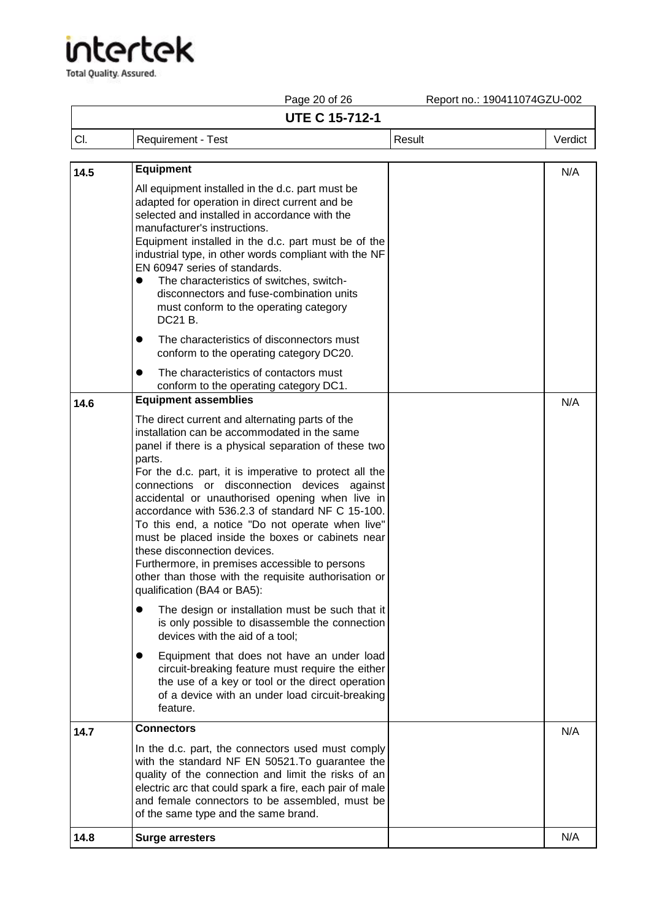**UTE C 15-712-1**

| Cl. | Requirement - Test | Result | Verdict |
|---|---|---|---|
| 14.5 | **Equipment**<br>All equipment installed in the d.c. part must be adapted for operation in direct current and be selected and installed in accordance with the manufacturer's instructions.<br>Equipment installed in the d.c. part must be of the industrial type, in other words compliant with the NF EN 60947 series of standards.<br>• The characteristics of switches, switch-disconnectors and fuse-combination units must conform to the operating category DC21 B.<br>• The characteristics of disconnectors must conform to the operating category DC20.<br>• The characteristics of contactors must conform to the operating category DC1. | | N/A |
| 14.6 | **Equipment assemblies**<br>The direct current and alternating parts of the installation can be accommodated in the same panel if there is a physical separation of these two parts.<br>For the d.c. part, it is imperative to protect all the connections or disconnection devices against accidental or unauthorised opening when live in accordance with 536.2.3 of standard NF C 15-100. To this end, a notice "Do not operate when live" must be placed inside the boxes or cabinets near these disconnection devices.<br>Furthermore, in premises accessible to persons other than those with the requisite authorisation or qualification (BA4 or BA5):<br>• The design or installation must be such that it is only possible to disassemble the connection devices with the aid of a tool;<br>• Equipment that does not have an under load circuit-breaking feature must require the either the use of a key or tool or the direct operation of a device with an under load circuit-breaking feature. | | N/A |
| 14.7 | **Connectors**<br>In the d.c. part, the connectors used must comply with the standard NF EN 50521.To guarantee the quality of the connection and limit the risks of an electric arc that could spark a fire, each pair of male and female connectors to be assembled, must be of the same type and the same brand. | | N/A |
| 14.8 | **Surge arresters** | | N/A |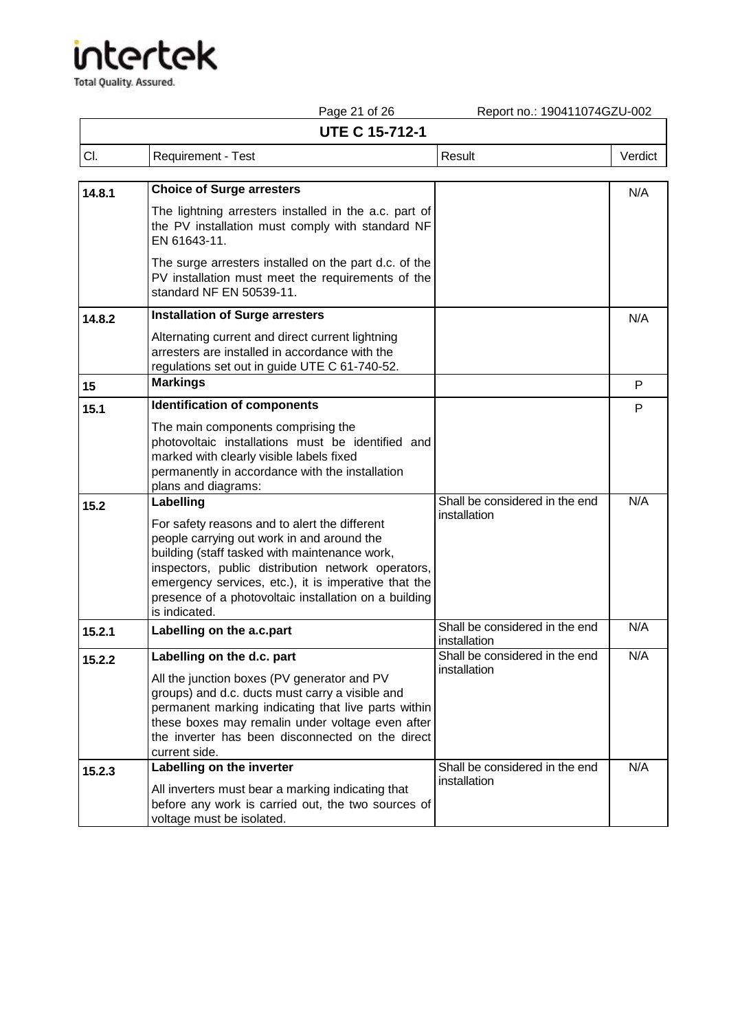**UTE C 15-712-1**

| Cl. | Requirement - Test | Result | Verdict |
|---|---|---|---|
| 14.8.1 | **Choice of Surge arresters**<br>The lightning arresters installed in the a.c. part of the PV installation must comply with standard NF EN 61643-11.<br>The surge arresters installed on the part d.c. of the PV installation must meet the requirements of the standard NF EN 50539-11. | | N/A |
| 14.8.2 | **Installation of Surge arresters**<br>Alternating current and direct current lightning arresters are installed in accordance with the regulations set out in guide UTE C 61-740-52. | | N/A |
| 15 | **Markings** | | P |
| 15.1 | **Identification of components**<br>The main components comprising the photovoltaic installations must be identified and marked with clearly visible labels fixed permanently in accordance with the installation plans and diagrams: | | P |
| 15.2 | **Labelling**<br>For safety reasons and to alert the different people carrying out work in and around the building (staff tasked with maintenance work, inspectors, public distribution network operators, emergency services, etc.), it is imperative that the presence of a photovoltaic installation on a building is indicated. | Shall be considered in the end installation | N/A |
| 15.2.1 | **Labelling on the a.c.part** | Shall be considered in the end installation | N/A |
| 15.2.2 | **Labelling on the d.c. part**<br>All the junction boxes (PV generator and PV groups) and d.c. ducts must carry a visible and permanent marking indicating that live parts within these boxes may remalin under voltage even after the inverter has been disconnected on the direct current side. | Shall be considered in the end installation | N/A |
| 15.2.3 | **Labelling on the inverter**<br>All inverters must bear a marking indicating that before any work is carried out, the two sources of voltage must be isolated. | Shall be considered in the end installation | N/A |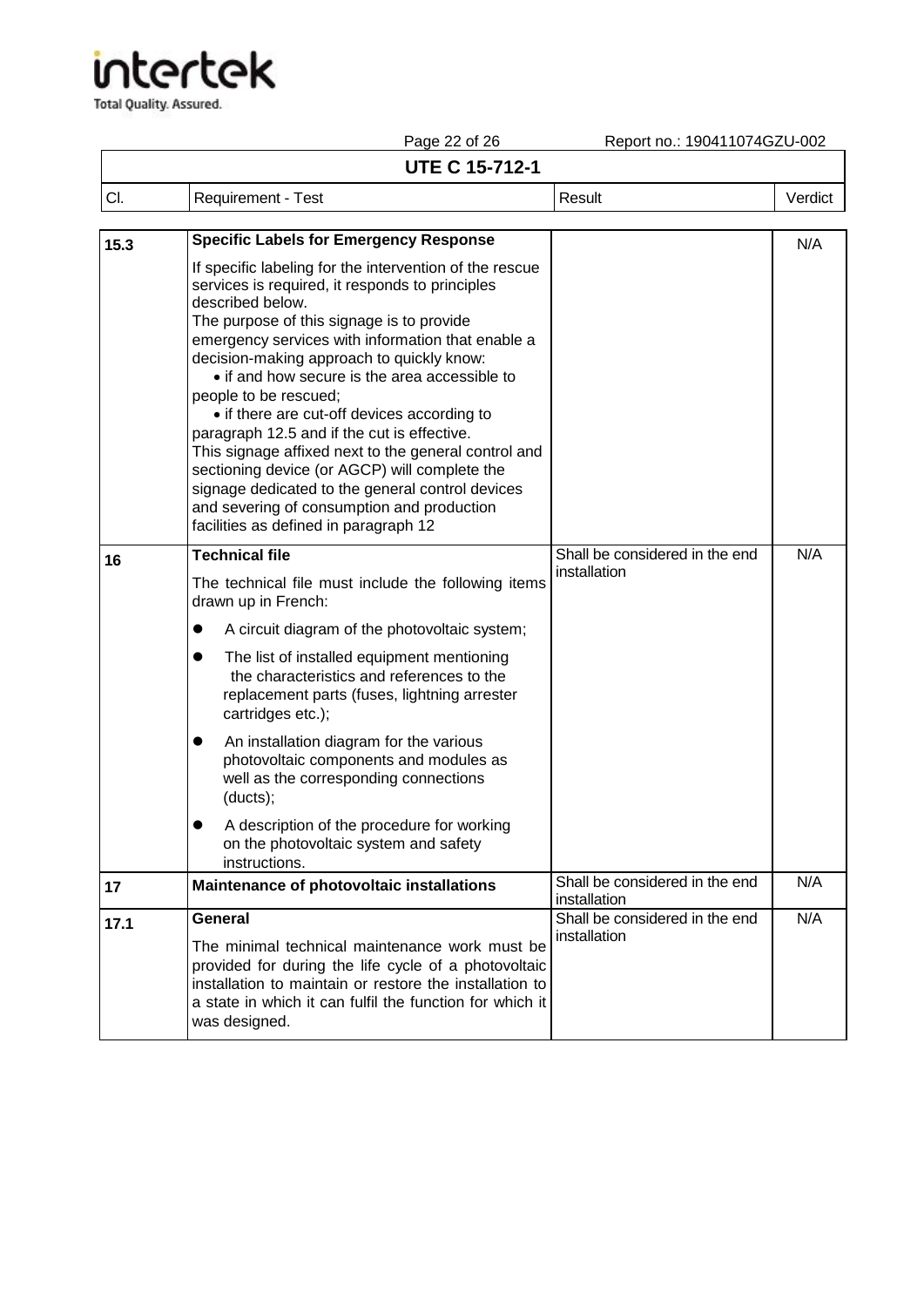**UTE C 15-712-1**

| Cl. | Requirement - Test | Result | Verdict |
|---|---|---|---|
| 15.3 | **Specific Labels for Emergency Response**<br>If specific labeling for the intervention of the rescue services is required, it responds to principles described below.<br>The purpose of this signage is to provide emergency services with information that enable a decision-making approach to quickly know:<br>• if and how secure is the area accessible to people to be rescued;<br>• if there are cut-off devices according to paragraph 12.5 and if the cut is effective.<br>This signage affixed next to the general control and sectioning device (or AGCP) will complete the signage dedicated to the general control devices and severing of consumption and production facilities as defined in paragraph 12 | | N/A |
| 16 | **Technical file**<br>The technical file must include the following items drawn up in French:<br>● A circuit diagram of the photovoltaic system;<br>● The list of installed equipment mentioning the characteristics and references to the replacement parts (fuses, lightning arrester cartridges etc.);<br>● An installation diagram for the various photovoltaic components and modules as well as the corresponding connections (ducts);<br>● A description of the procedure for working on the photovoltaic system and safety instructions. | Shall be considered in the end installation | N/A |
| 17 | **Maintenance of photovoltaic installations** | Shall be considered in the end installation | N/A |
| 17.1 | **General**<br>The minimal technical maintenance work must be provided for during the life cycle of a photovoltaic installation to maintain or restore the installation to a state in which it can fulfil the function for which it was designed. | Shall be considered in the end installation | N/A |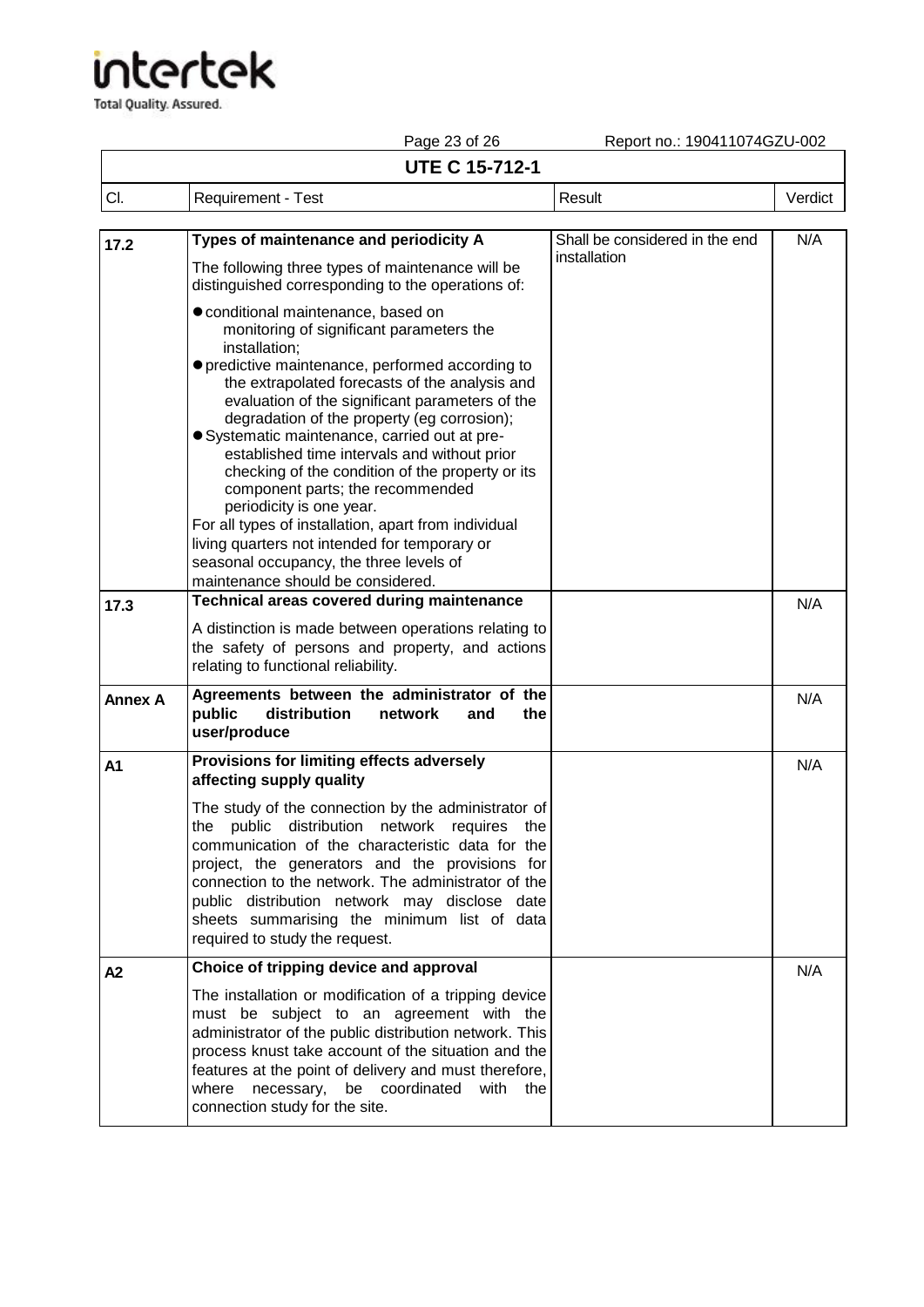**UTE C 15-712-1**

| Cl. | Requirement - Test | Result | Verdict |
|---|---|---|---|
| 17.2 | **Types of maintenance and periodicity A**<br><br>The following three types of maintenance will be distinguished corresponding to the operations of:<br><br>● conditional maintenance, based on monitoring of significant parameters the installation;<br>● predictive maintenance, performed according to the extrapolated forecasts of the analysis and evaluation of the significant parameters of the degradation of the property (eg corrosion);<br>● Systematic maintenance, carried out at pre-established time intervals and without prior checking of the condition of the property or its component parts; the recommended periodicity is one year.<br>For all types of installation, apart from individual living quarters not intended for temporary or seasonal occupancy, the three levels of maintenance should be considered. | Shall be considered in the end installation | N/A |
| 17.3 | **Technical areas covered during maintenance**<br><br>A distinction is made between operations relating to the safety of persons and property, and actions relating to functional reliability. | | N/A |
| Annex A | **Agreements between the administrator of the public distribution network and the user/produce** | | N/A |
| A1 | **Provisions for limiting effects adversely affecting supply quality**<br><br>The study of the connection by the administrator of the public distribution network requires the communication of the characteristic data for the project, the generators and the provisions for connection to the network. The administrator of the public distribution network may disclose date sheets summarising the minimum list of data required to study the request. | | N/A |
| A2 | **Choice of tripping device and approval**<br><br>The installation or modification of a tripping device must be subject to an agreement with the administrator of the public distribution network. This process knust take account of the situation and the features at the point of delivery and must therefore, where necessary, be coordinated with the connection study for the site. | | N/A |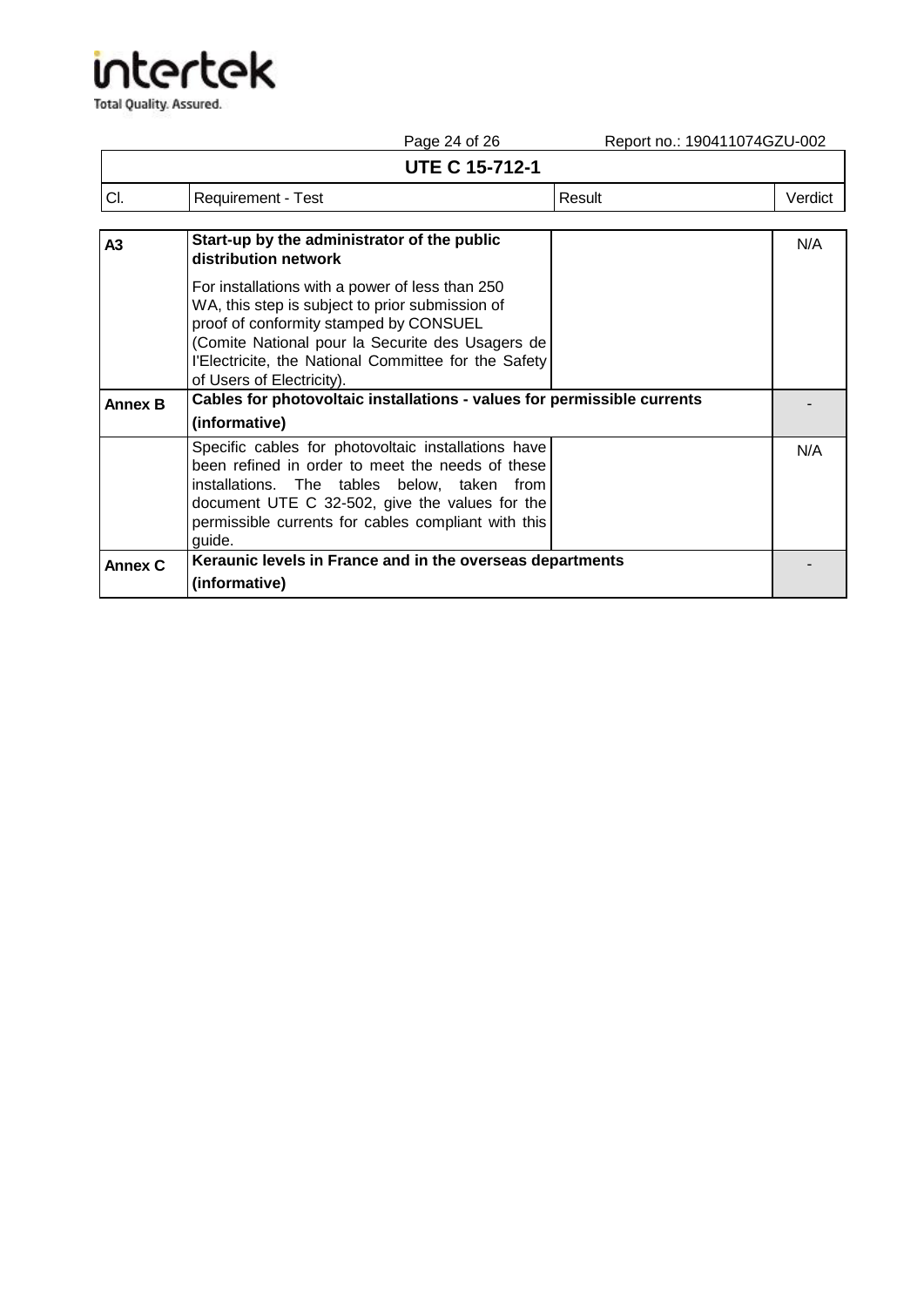**UTE C 15-712-1**

| Cl. | Requirement - Test | Result | Verdict |
|---|---|---|---|
| **A3** | **Start-up by the administrator of the public distribution network**<br><br>For installations with a power of less than 250 WA, this step is subject to prior submission of proof of conformity stamped by CONSUEL (Comite National pour la Securite des Usagers de l'Electricite, the National Committee for the Safety of Users of Electricity). | | N/A |
| **Annex B** | **Cables for photovoltaic installations - values for permissible currents (informative)** | | - |
| | Specific cables for photovoltaic installations have been refined in order to meet the needs of these installations. The tables below, taken from document UTE C 32-502, give the values for the permissible currents for cables compliant with this guide. | | N/A |
| **Annex C** | **Keraunic levels in France and in the overseas departments (informative)** | | - |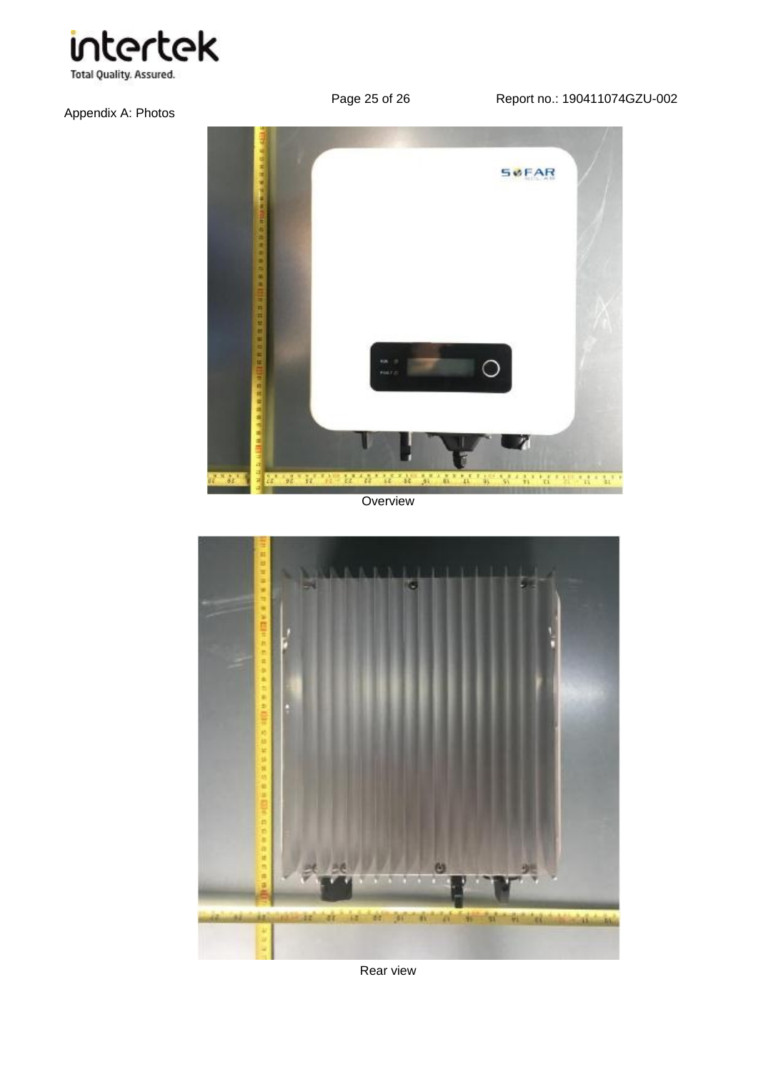Appendix A: Photos

Overview

Rear view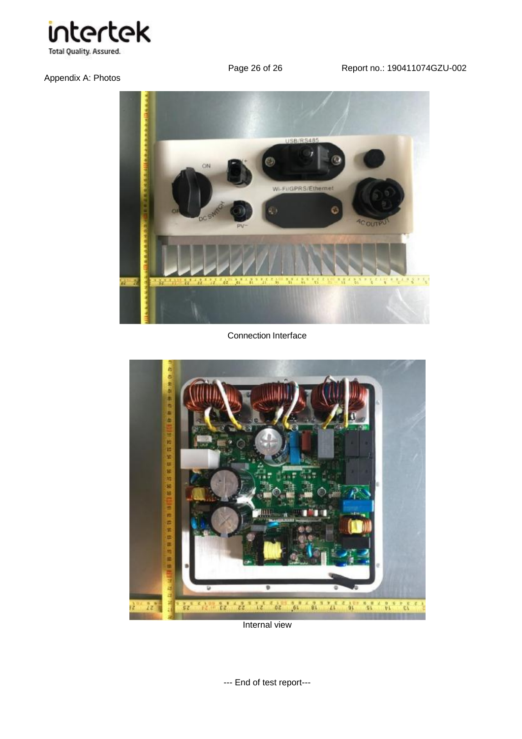Appendix A: Photos

Connection Interface

Internal view

--- End of test report---